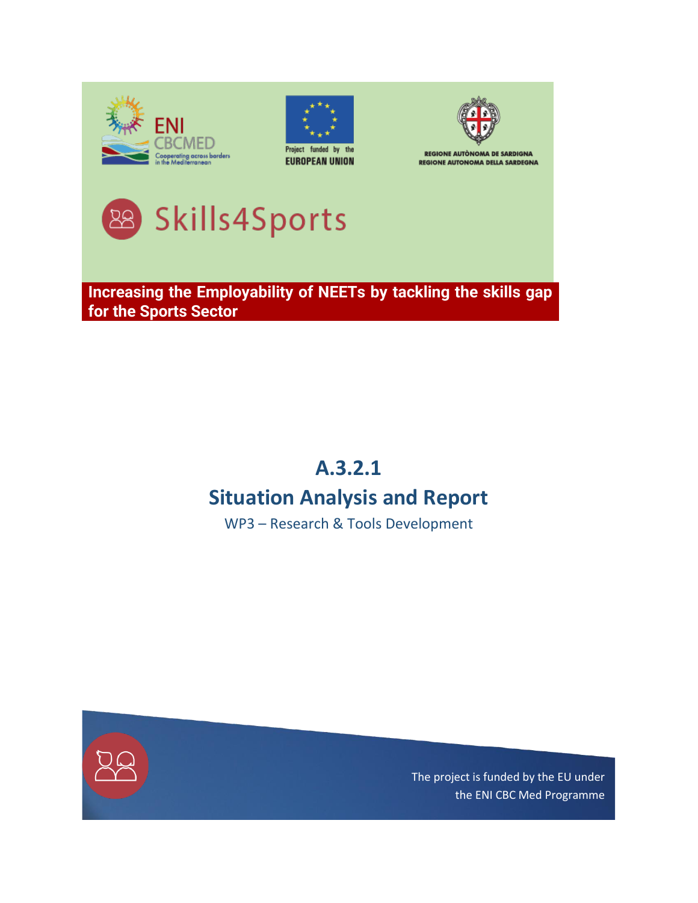ENI CBCMED
Cooperating across borders in the Mediterranean

Project funded by the EUROPEAN UNION

REGIONE AUTÒNOMA DE SARDIGNA
REGIONE AUTONOMA DELLA SARDEGNA

Skills4Sports

**Increasing the Employability of NEETs by tackling the skills gap for the Sports Sector**

# A.3.2.1
# Situation Analysis and Report

WP3 – Research & Tools Development

The project is funded by the EU under the ENI CBC Med Programme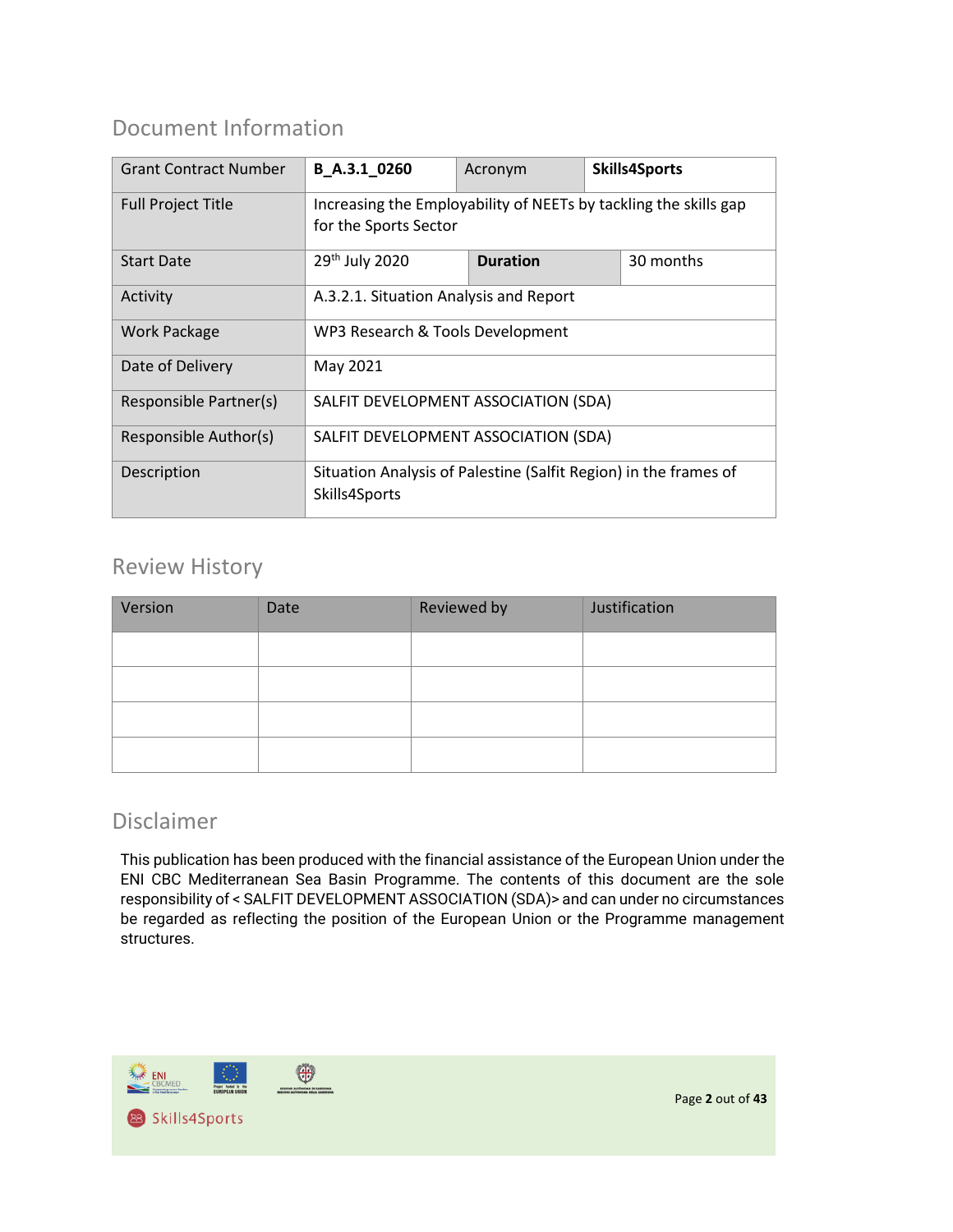## Document Information

| Grant Contract Number | **B_A.3.1_0260** | Acronym | **Skills4Sports** |
|---|---|---|---|
| Full Project Title | Increasing the Employability of NEETs by tackling the skills gap for the Sports Sector | | |
| Start Date | 29th July 2020 | **Duration** | 30 months |
| Activity | A.3.2.1. Situation Analysis and Report | | |
| Work Package | WP3 Research & Tools Development | | |
| Date of Delivery | May 2021 | | |
| Responsible Partner(s) | SALFIT DEVELOPMENT ASSOCIATION (SDA) | | |
| Responsible Author(s) | SALFIT DEVELOPMENT ASSOCIATION (SDA) | | |
| Description | Situation Analysis of Palestine (Salfit Region) in the frames of Skills4Sports | | |

## Review History

| Version | Date | Reviewed by | Justification |
|---|---|---|---|
| | | | |
| | | | |
| | | | |
| | | | |

## Disclaimer

This publication has been produced with the financial assistance of the European Union under the ENI CBC Mediterranean Sea Basin Programme. The contents of this document are the sole responsibility of < SALFIT DEVELOPMENT ASSOCIATION (SDA)> and can under no circumstances be regarded as reflecting the position of the European Union or the Programme management structures.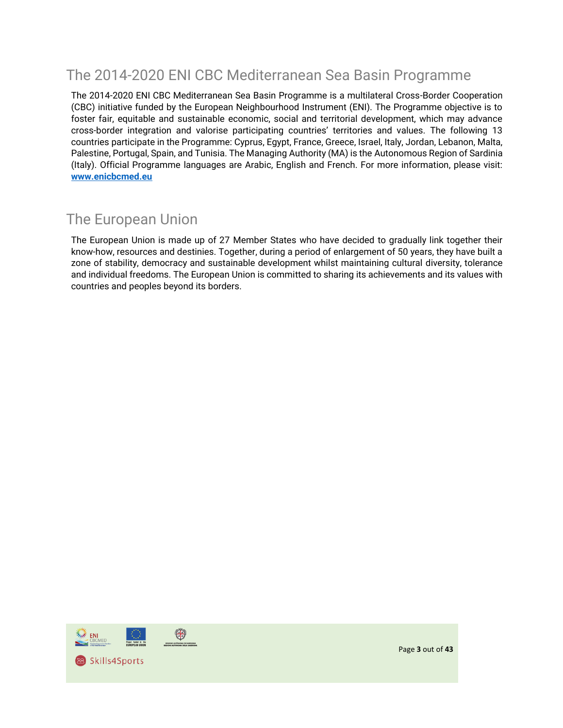## The 2014-2020 ENI CBC Mediterranean Sea Basin Programme

The 2014-2020 ENI CBC Mediterranean Sea Basin Programme is a multilateral Cross-Border Cooperation (CBC) initiative funded by the European Neighbourhood Instrument (ENI). The Programme objective is to foster fair, equitable and sustainable economic, social and territorial development, which may advance cross-border integration and valorise participating countries' territories and values. The following 13 countries participate in the Programme: Cyprus, Egypt, France, Greece, Israel, Italy, Jordan, Lebanon, Malta, Palestine, Portugal, Spain, and Tunisia. The Managing Authority (MA) is the Autonomous Region of Sardinia (Italy). Official Programme languages are Arabic, English and French. For more information, please visit: **www.enicbcmed.eu**

## The European Union

The European Union is made up of 27 Member States who have decided to gradually link together their know-how, resources and destinies. Together, during a period of enlargement of 50 years, they have built a zone of stability, democracy and sustainable development whilst maintaining cultural diversity, tolerance and individual freedoms. The European Union is committed to sharing its achievements and its values with countries and peoples beyond its borders.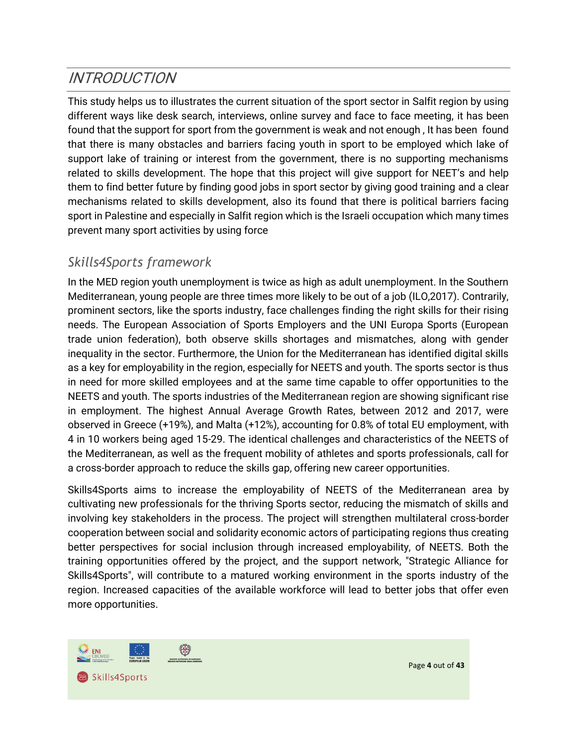# INTRODUCTION

This study helps us to illustrates the current situation of the sport sector in Salfit region by using different ways like desk search, interviews, online survey and face to face meeting, it has been found that the support for sport from the government is weak and not enough , It has been found that there is many obstacles and barriers facing youth in sport to be employed which lake of support lake of training or interest from the government, there is no supporting mechanisms related to skills development. The hope that this project will give support for NEET's and help them to find better future by finding good jobs in sport sector by giving good training and a clear mechanisms related to skills development, also its found that there is political barriers facing sport in Palestine and especially in Salfit region which is the Israeli occupation which many times prevent many sport activities by using force

## Skills4Sports framework

In the MED region youth unemployment is twice as high as adult unemployment. In the Southern Mediterranean, young people are three times more likely to be out of a job (ILO,2017). Contrarily, prominent sectors, like the sports industry, face challenges finding the right skills for their rising needs. The European Association of Sports Employers and the UNI Europa Sports (European trade union federation), both observe skills shortages and mismatches, along with gender inequality in the sector. Furthermore, the Union for the Mediterranean has identified digital skills as a key for employability in the region, especially for NEETS and youth. The sports sector is thus in need for more skilled employees and at the same time capable to offer opportunities to the NEETS and youth. The sports industries of the Mediterranean region are showing significant rise in employment. The highest Annual Average Growth Rates, between 2012 and 2017, were observed in Greece (+19%), and Malta (+12%), accounting for 0.8% of total EU employment, with 4 in 10 workers being aged 15-29. The identical challenges and characteristics of the NEETS of the Mediterranean, as well as the frequent mobility of athletes and sports professionals, call for a cross-border approach to reduce the skills gap, offering new career opportunities.

Skills4Sports aims to increase the employability of NEETS of the Mediterranean area by cultivating new professionals for the thriving Sports sector, reducing the mismatch of skills and involving key stakeholders in the process. The project will strengthen multilateral cross-border cooperation between social and solidarity economic actors of participating regions thus creating better perspectives for social inclusion through increased employability, of NEETS. Both the training opportunities offered by the project, and the support network, "Strategic Alliance for Skills4Sports", will contribute to a matured working environment in the sports industry of the region. Increased capacities of the available workforce will lead to better jobs that offer even more opportunities.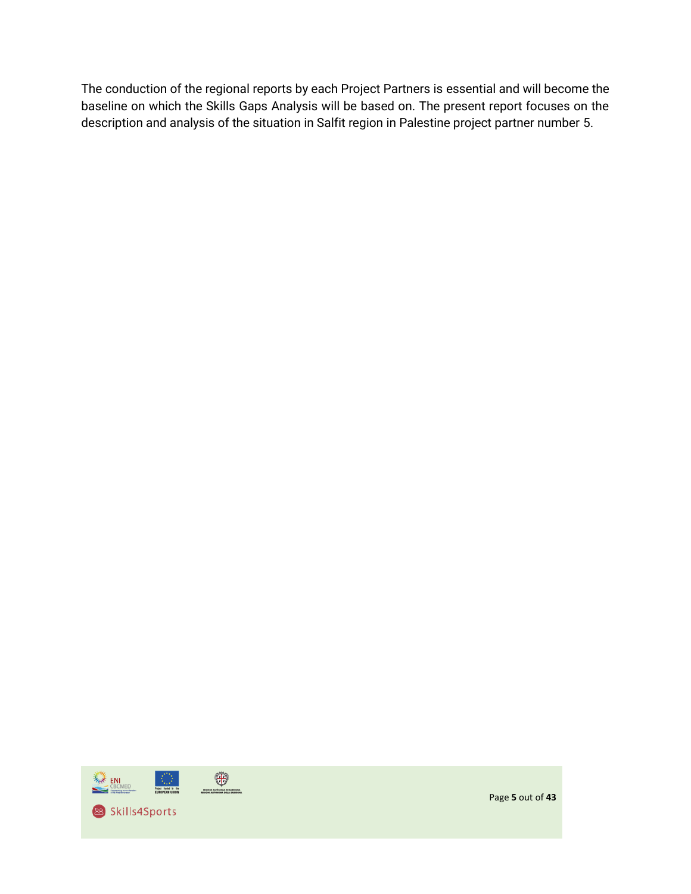The conduction of the regional reports by each Project Partners is essential and will become the baseline on which the Skills Gaps Analysis will be based on. The present report focuses on the description and analysis of the situation in Salfit region in Palestine project partner number 5.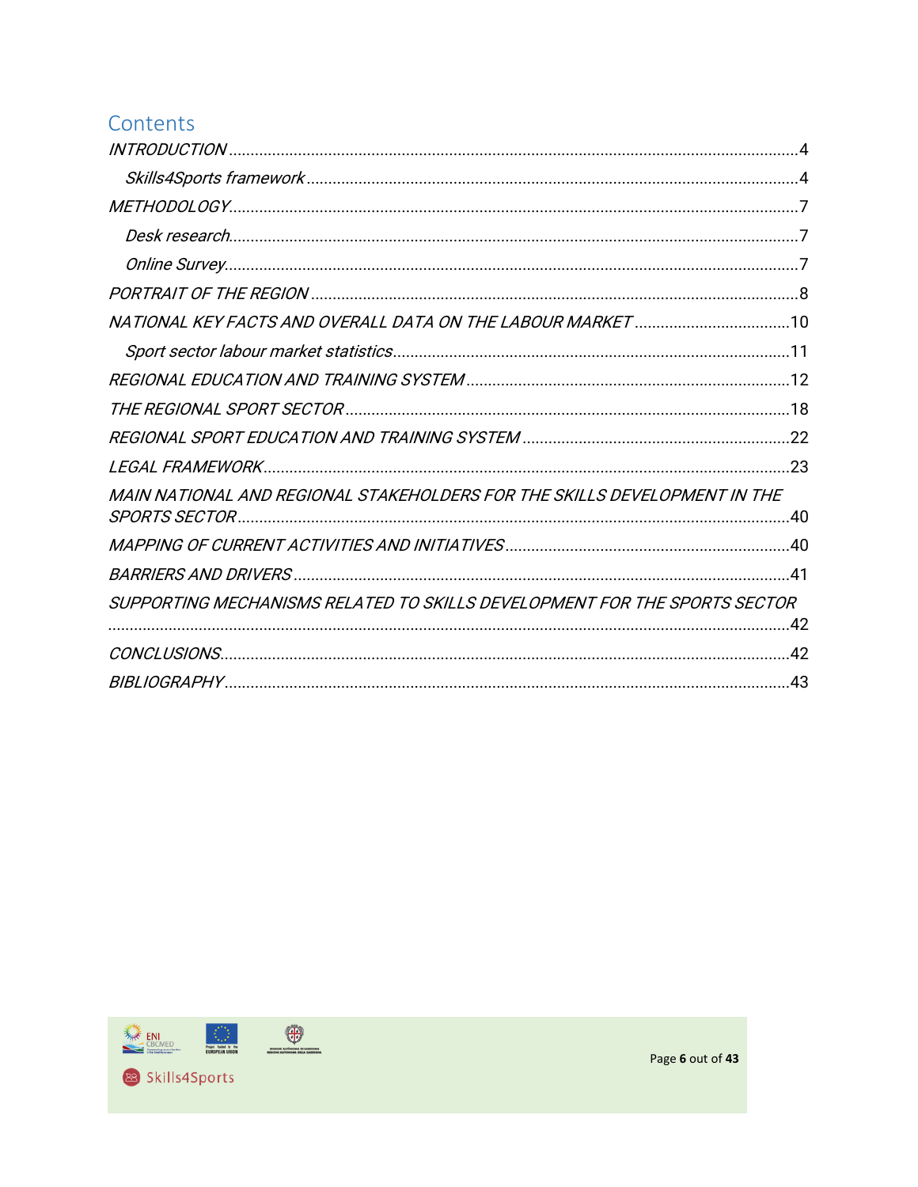# Contents

*INTRODUCTION* .......... 4

- *Skills4Sports framework* .......... 4

*METHODOLOGY* .......... 7

- *Desk research* .......... 7
- *Online Survey* .......... 7

*PORTRAIT OF THE REGION* .......... 8

*NATIONAL KEY FACTS AND OVERALL DATA ON THE LABOUR MARKET* .......... 10

- *Sport sector labour market statistics* .......... 11

*REGIONAL EDUCATION AND TRAINING SYSTEM* .......... 12

*THE REGIONAL SPORT SECTOR* .......... 18

*REGIONAL SPORT EDUCATION AND TRAINING SYSTEM* .......... 22

*LEGAL FRAMEWORK* .......... 23

*MAIN NATIONAL AND REGIONAL STAKEHOLDERS FOR THE SKILLS DEVELOPMENT IN THE SPORTS SECTOR* .......... 40

*MAPPING OF CURRENT ACTIVITIES AND INITIATIVES* .......... 40

*BARRIERS AND DRIVERS* .......... 41

*SUPPORTING MECHANISMS RELATED TO SKILLS DEVELOPMENT FOR THE SPORTS SECTOR* .......... 42

*CONCLUSIONS* .......... 42

*BIBLIOGRAPHY* .......... 43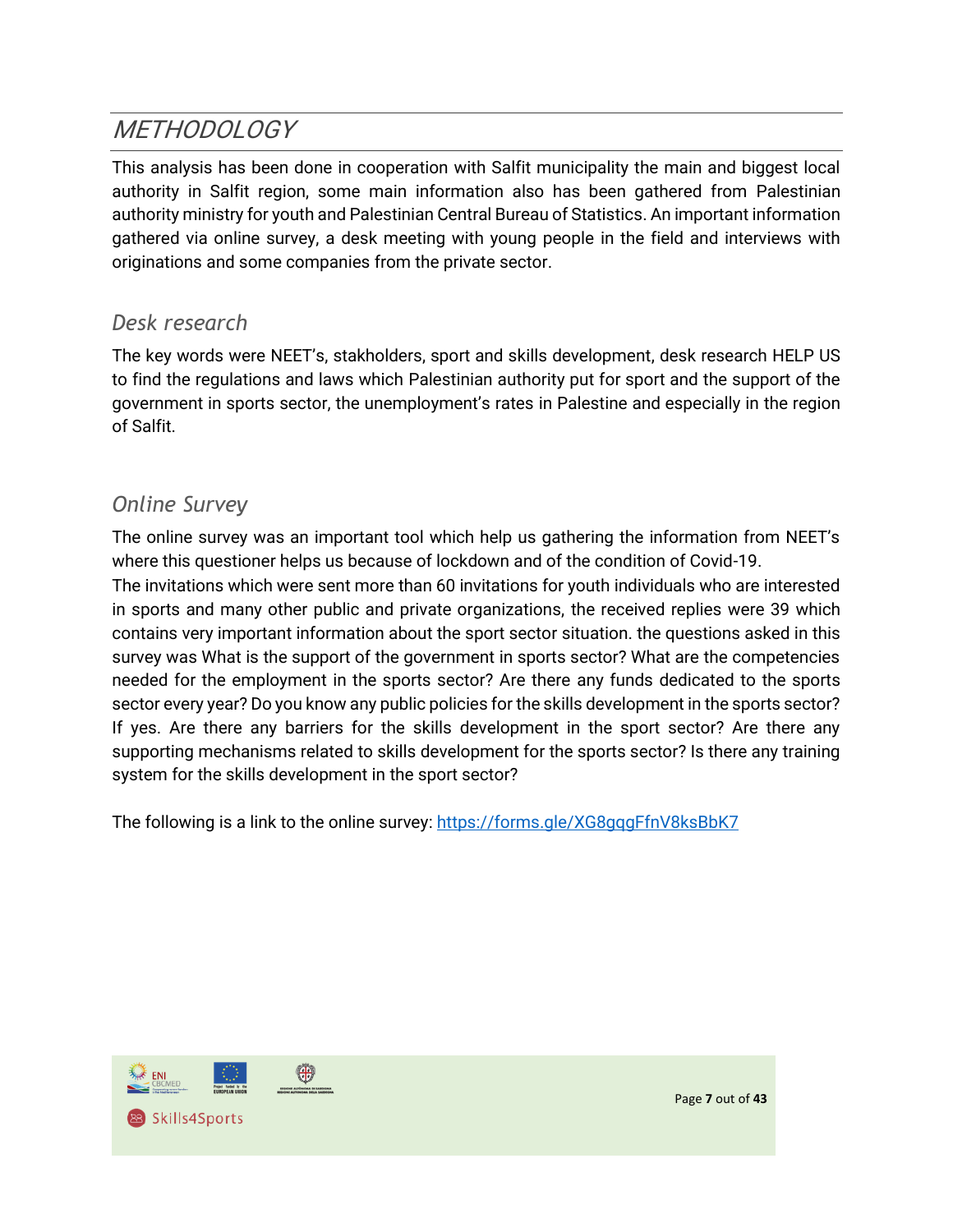# METHODOLOGY

This analysis has been done in cooperation with Salfit municipality the main and biggest local authority in Salfit region, some main information also has been gathered from Palestinian authority ministry for youth and Palestinian Central Bureau of Statistics. An important information gathered via online survey, a desk meeting with young people in the field and interviews with originations and some companies from the private sector.

## Desk research

The key words were NEET's, stakholders, sport and skills development, desk research HELP US to find the regulations and laws which Palestinian authority put for sport and the support of the government in sports sector, the unemployment's rates in Palestine and especially in the region of Salfit.

## Online Survey

The online survey was an important tool which help us gathering the information from NEET's where this questioner helps us because of lockdown and of the condition of Covid-19.

The invitations which were sent more than 60 invitations for youth individuals who are interested in sports and many other public and private organizations, the received replies were 39 which contains very important information about the sport sector situation. the questions asked in this survey was What is the support of the government in sports sector? What are the competencies needed for the employment in the sports sector? Are there any funds dedicated to the sports sector every year? Do you know any public policies for the skills development in the sports sector? If yes. Are there any barriers for the skills development in the sport sector? Are there any supporting mechanisms related to skills development for the sports sector? Is there any training system for the skills development in the sport sector?

The following is a link to the online survey: [https://forms.gle/XG8gqgFfnV8ksBbK7](https://forms.gle/XG8gqgFfnV8ksBbK7)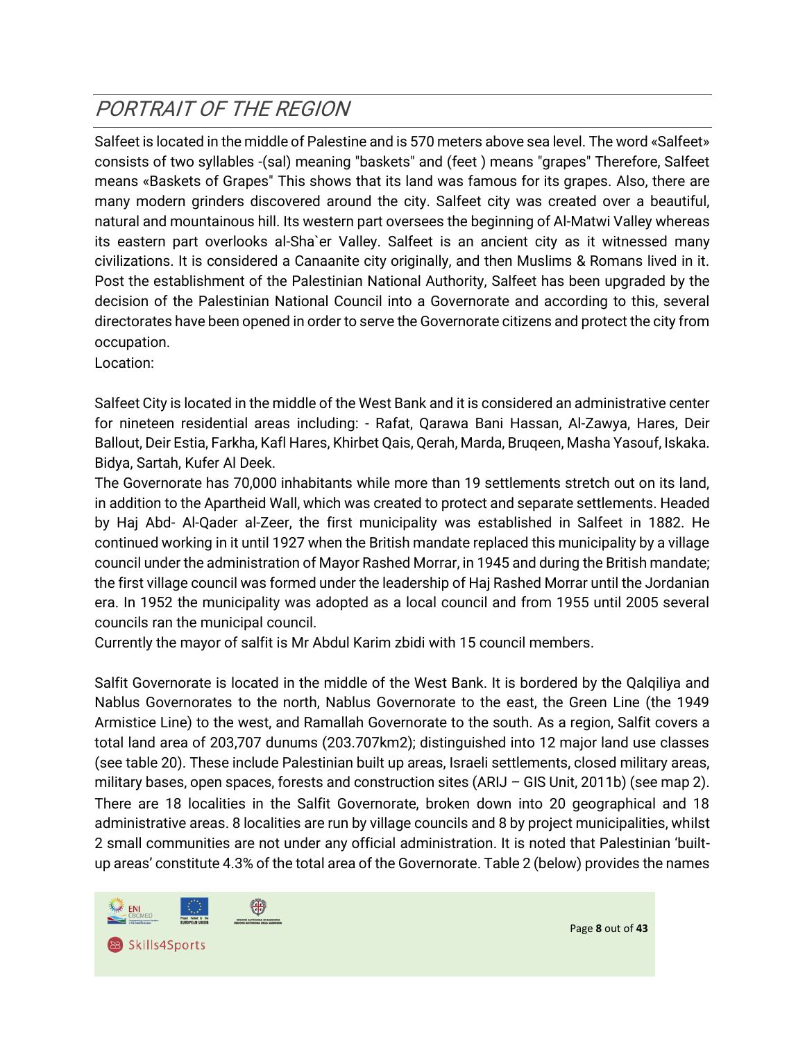# PORTRAIT OF THE REGION

Salfeet is located in the middle of Palestine and is 570 meters above sea level. The word «Salfeet» consists of two syllables -(sal) meaning "baskets" and (feet ) means "grapes" Therefore, Salfeet means «Baskets of Grapes" This shows that its land was famous for its grapes. Also, there are many modern grinders discovered around the city. Salfeet city was created over a beautiful, natural and mountainous hill. Its western part oversees the beginning of Al-Matwi Valley whereas its eastern part overlooks al-Sha`er Valley. Salfeet is an ancient city as it witnessed many civilizations. It is considered a Canaanite city originally, and then Muslims & Romans lived in it. Post the establishment of the Palestinian National Authority, Salfeet has been upgraded by the decision of the Palestinian National Council into a Governorate and according to this, several directorates have been opened in order to serve the Governorate citizens and protect the city from occupation.

Location:

Salfeet City is located in the middle of the West Bank and it is considered an administrative center for nineteen residential areas including: - Rafat, Qarawa Bani Hassan, Al-Zawya, Hares, Deir Ballout, Deir Estia, Farkha, Kafl Hares, Khirbet Qais, Qerah, Marda, Bruqeen, Masha Yasouf, Iskaka. Bidya, Sartah, Kufer Al Deek.

The Governorate has 70,000 inhabitants while more than 19 settlements stretch out on its land, in addition to the Apartheid Wall, which was created to protect and separate settlements. Headed by Haj Abd- Al-Qader al-Zeer, the first municipality was established in Salfeet in 1882. He continued working in it until 1927 when the British mandate replaced this municipality by a village council under the administration of Mayor Rashed Morrar, in 1945 and during the British mandate; the first village council was formed under the leadership of Haj Rashed Morrar until the Jordanian era. In 1952 the municipality was adopted as a local council and from 1955 until 2005 several councils ran the municipal council.

Currently the mayor of salfit is Mr Abdul Karim zbidi with 15 council members.

Salfit Governorate is located in the middle of the West Bank. It is bordered by the Qalqiliya and Nablus Governorates to the north, Nablus Governorate to the east, the Green Line (the 1949 Armistice Line) to the west, and Ramallah Governorate to the south. As a region, Salfit covers a total land area of 203,707 dunums (203.707km2); distinguished into 12 major land use classes (see table 20). These include Palestinian built up areas, Israeli settlements, closed military areas, military bases, open spaces, forests and construction sites (ARIJ – GIS Unit, 2011b) (see map 2). There are 18 localities in the Salfit Governorate, broken down into 20 geographical and 18 administrative areas. 8 localities are run by village councils and 8 by project municipalities, whilst 2 small communities are not under any official administration. It is noted that Palestinian 'built-up areas' constitute 4.3% of the total area of the Governorate. Table 2 (below) provides the names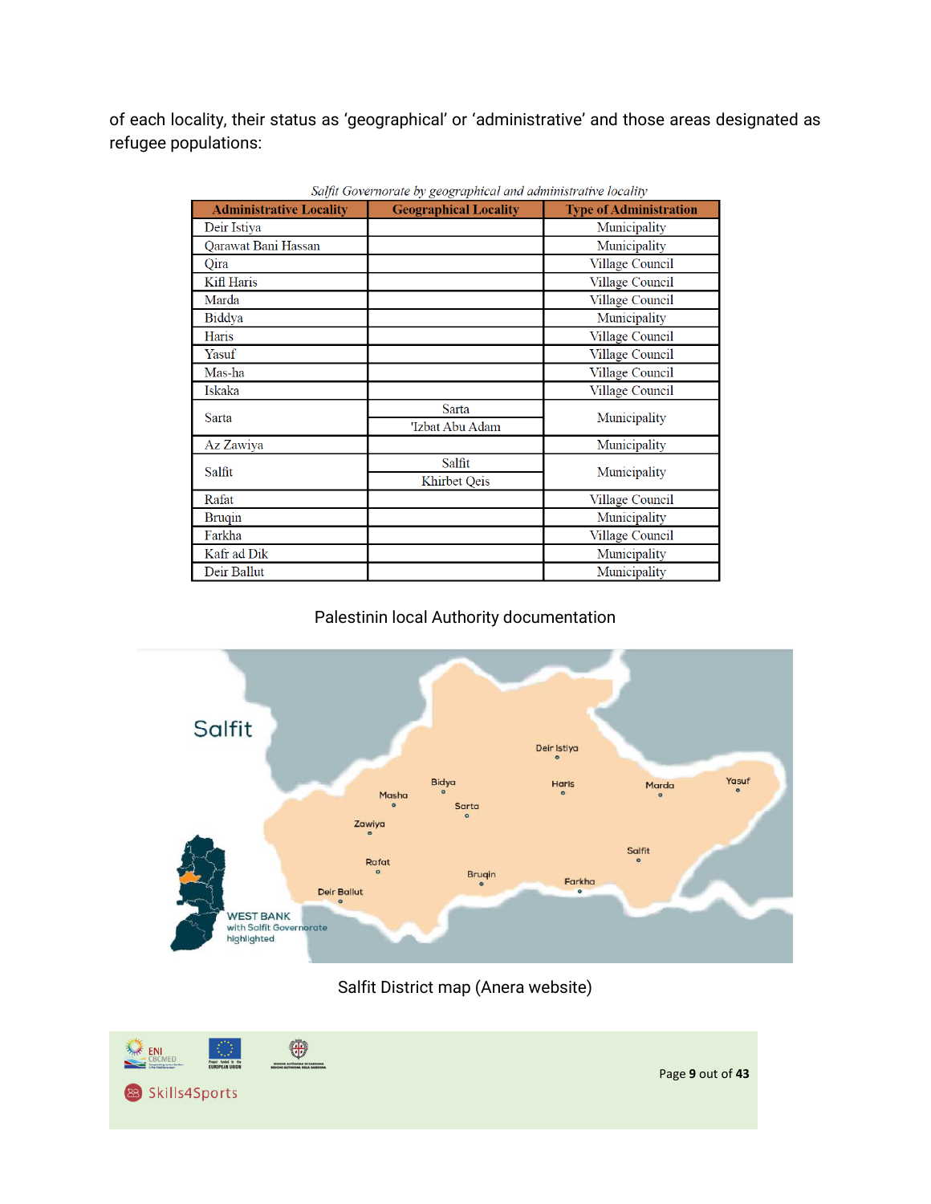of each locality, their status as 'geographical' or 'administrative' and those areas designated as refugee populations:

*Salfit Governorate by geographical and administrative locality*

| Administrative Locality | Geographical Locality | Type of Administration |
|---|---|---|
| Deir Istiya | | Municipality |
| Qarawat Bani Hassan | | Municipality |
| Qira | | Village Council |
| Kifl Haris | | Village Council |
| Marda | | Village Council |
| Biddya | | Municipality |
| Haris | | Village Council |
| Yasuf | | Village Council |
| Mas-ha | | Village Council |
| Iskaka | | Village Council |
| Sarta | Sarta | Municipality |
| | 'Izbat Abu Adam | |
| Az Zawiya | | Municipality |
| Salfit | Salfit | Municipality |
| | Khirbet Qeis | |
| Rafat | | Village Council |
| Bruqin | | Municipality |
| Farkha | | Village Council |
| Kafr ad Dik | | Municipality |
| Deir Ballut | | Municipality |

Palestinin local Authority documentation

Salfit District map (Anera website)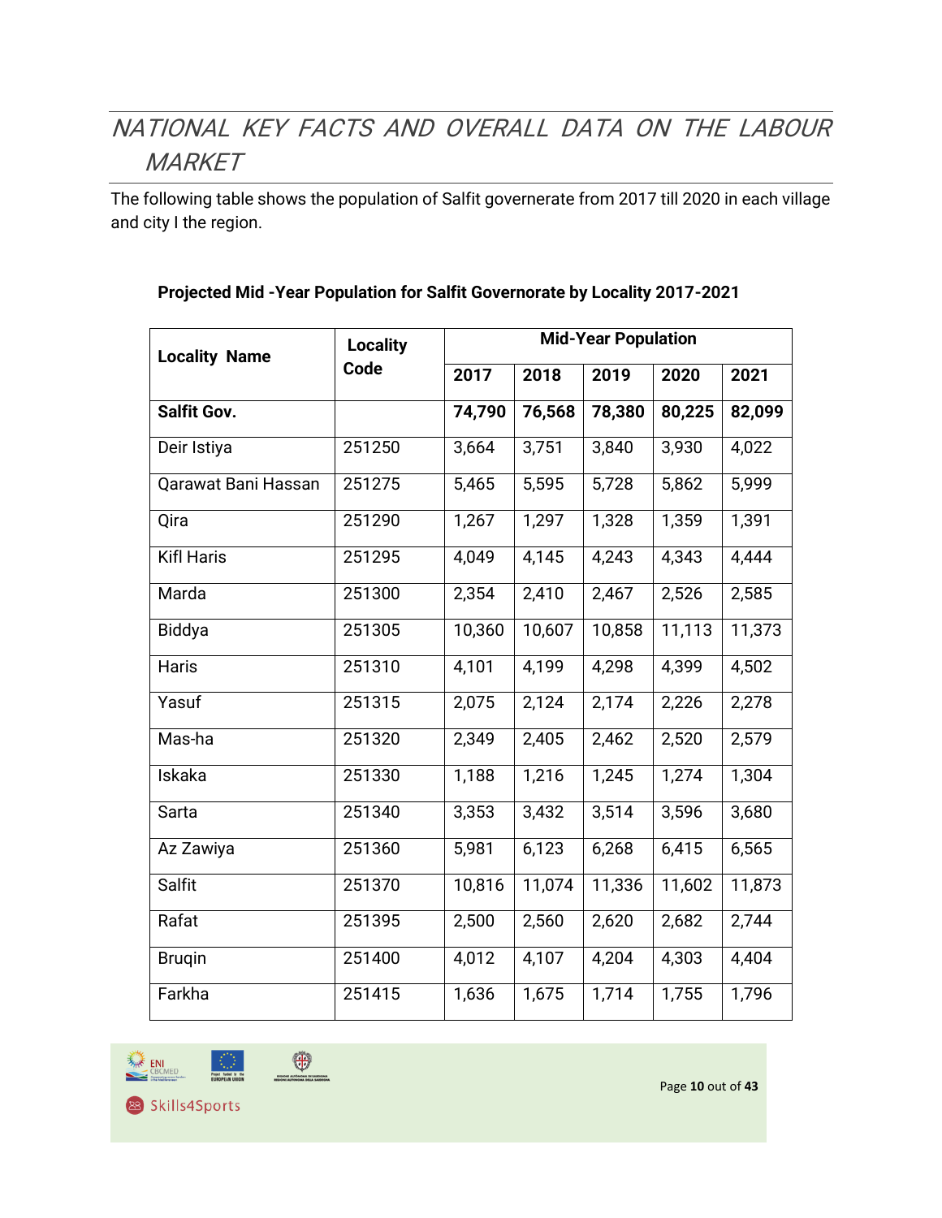# NATIONAL KEY FACTS AND OVERALL DATA ON THE LABOUR MARKET

The following table shows the population of Salfit governerate from 2017 till 2020 in each village and city I the region.

**Projected Mid -Year Population for Salfit Governorate by Locality 2017-2021**

| Locality Name | Locality Code | Mid-Year Population | | | | |
|---|---|---|---|---|---|---|
| | | 2017 | 2018 | 2019 | 2020 | 2021 |
| **Salfit Gov.** | | **74,790** | **76,568** | **78,380** | **80,225** | **82,099** |
| Deir Istiya | 251250 | 3,664 | 3,751 | 3,840 | 3,930 | 4,022 |
| Qarawat Bani Hassan | 251275 | 5,465 | 5,595 | 5,728 | 5,862 | 5,999 |
| Qira | 251290 | 1,267 | 1,297 | 1,328 | 1,359 | 1,391 |
| Kifl Haris | 251295 | 4,049 | 4,145 | 4,243 | 4,343 | 4,444 |
| Marda | 251300 | 2,354 | 2,410 | 2,467 | 2,526 | 2,585 |
| Biddya | 251305 | 10,360 | 10,607 | 10,858 | 11,113 | 11,373 |
| Haris | 251310 | 4,101 | 4,199 | 4,298 | 4,399 | 4,502 |
| Yasuf | 251315 | 2,075 | 2,124 | 2,174 | 2,226 | 2,278 |
| Mas-ha | 251320 | 2,349 | 2,405 | 2,462 | 2,520 | 2,579 |
| Iskaka | 251330 | 1,188 | 1,216 | 1,245 | 1,274 | 1,304 |
| Sarta | 251340 | 3,353 | 3,432 | 3,514 | 3,596 | 3,680 |
| Az Zawiya | 251360 | 5,981 | 6,123 | 6,268 | 6,415 | 6,565 |
| Salfit | 251370 | 10,816 | 11,074 | 11,336 | 11,602 | 11,873 |
| Rafat | 251395 | 2,500 | 2,560 | 2,620 | 2,682 | 2,744 |
| Bruqin | 251400 | 4,012 | 4,107 | 4,204 | 4,303 | 4,404 |
| Farkha | 251415 | 1,636 | 1,675 | 1,714 | 1,755 | 1,796 |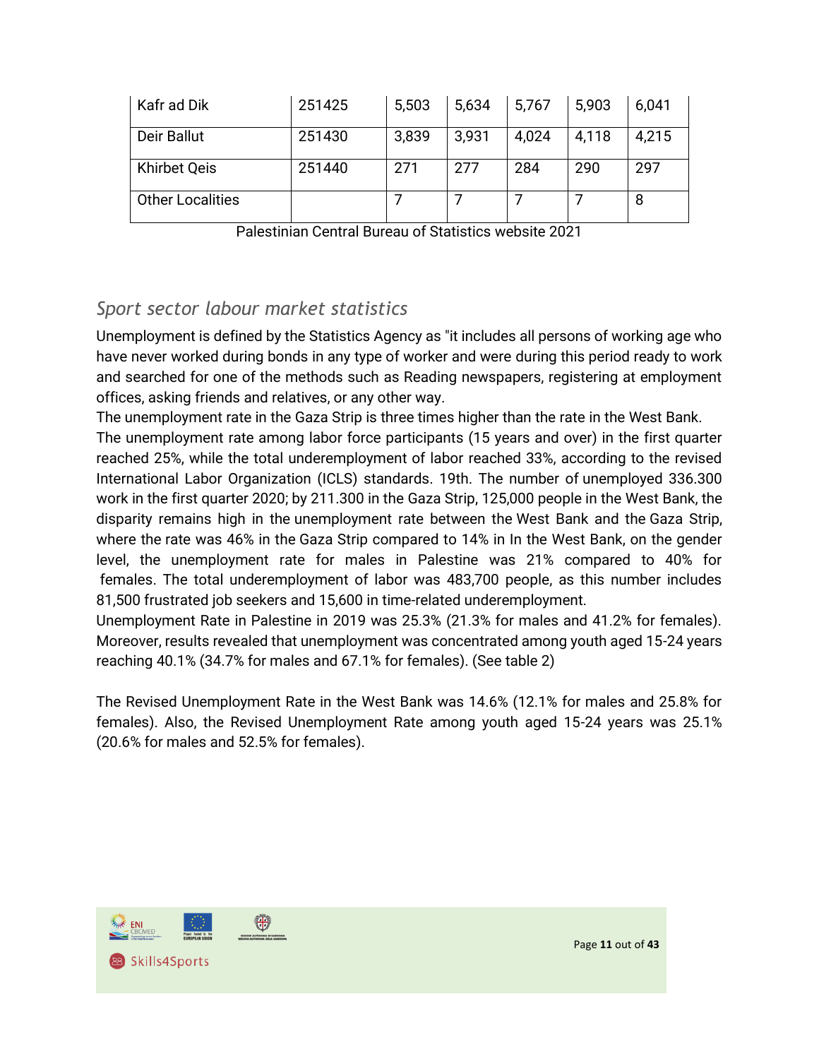| Kafr ad Dik | 251425 | 5,503 | 5,634 | 5,767 | 5,903 | 6,041 |
|---|---|---|---|---|---|---|
| Deir Ballut | 251430 | 3,839 | 3,931 | 4,024 | 4,118 | 4,215 |
| Khirbet Qeis | 251440 | 271 | 277 | 284 | 290 | 297 |
| Other Localities | | 7 | 7 | 7 | 7 | 8 |

Palestinian Central Bureau of Statistics website 2021

## *Sport sector labour market statistics*

Unemployment is defined by the Statistics Agency as "it includes all persons of working age who have never worked during bonds in any type of worker and were during this period ready to work and searched for one of the methods such as Reading newspapers, registering at employment offices, asking friends and relatives, or any other way.

The unemployment rate in the Gaza Strip is three times higher than the rate in the West Bank.

The unemployment rate among labor force participants (15 years and over) in the first quarter reached 25%, while the total underemployment of labor reached 33%, according to the revised International Labor Organization (ICLS) standards. 19th. The number of unemployed 336.300 work in the first quarter 2020; by 211.300 in the Gaza Strip, 125,000 people in the West Bank, the disparity remains high in the unemployment rate between the West Bank and the Gaza Strip, where the rate was 46% in the Gaza Strip compared to 14% in In the West Bank, on the gender level, the unemployment rate for males in Palestine was 21% compared to 40% for females. The total underemployment of labor was 483,700 people, as this number includes 81,500 frustrated job seekers and 15,600 in time-related underemployment.

Unemployment Rate in Palestine in 2019 was 25.3% (21.3% for males and 41.2% for females). Moreover, results revealed that unemployment was concentrated among youth aged 15-24 years reaching 40.1% (34.7% for males and 67.1% for females). (See table 2)

The Revised Unemployment Rate in the West Bank was 14.6% (12.1% for males and 25.8% for females). Also, the Revised Unemployment Rate among youth aged 15-24 years was 25.1% (20.6% for males and 52.5% for females).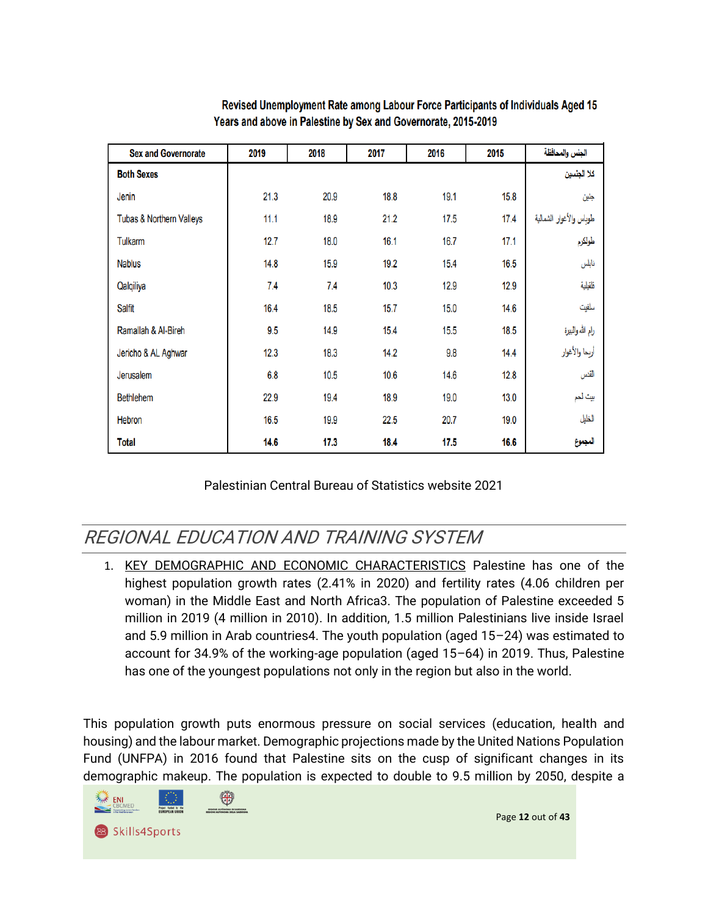Revised Unemployment Rate among Labour Force Participants of Individuals Aged 15 Years and above in Palestine by Sex and Governorate, 2015-2019

| Sex and Governorate | 2019 | 2018 | 2017 | 2016 | 2015 | الجنس والمحافظة |
|---|---|---|---|---|---|---|
| **Both Sexes** | | | | | | كلا الجنسين |
| Jenin | 21.3 | 20.9 | 18.8 | 19.1 | 15.8 | جنين |
| Tubas & Northern Valleys | 11.1 | 18.9 | 21.2 | 17.5 | 17.4 | طوباس والأغوار الشمالية |
| Tulkarm | 12.7 | 18.0 | 16.1 | 16.7 | 17.1 | طولكرم |
| Nablus | 14.8 | 15.9 | 19.2 | 15.4 | 16.5 | نابلس |
| Qalqiliya | 7.4 | 7.4 | 10.3 | 12.9 | 12.9 | قلقيلية |
| Salfit | 16.4 | 18.5 | 15.7 | 15.0 | 14.6 | سلفيت |
| Ramallah & Al-Bireh | 9.5 | 14.9 | 15.4 | 15.5 | 18.5 | رام الله والبيرة |
| Jericho & AL Aghwar | 12.3 | 18.3 | 14.2 | 9.8 | 14.4 | أريحا والأغوار |
| Jerusalem | 6.8 | 10.5 | 10.6 | 14.6 | 12.8 | القدس |
| Bethlehem | 22.9 | 19.4 | 18.9 | 19.0 | 13.0 | بيت لحم |
| Hebron | 16.5 | 19.9 | 22.5 | 20.7 | 19.0 | الخليل |
| **Total** | **14.6** | **17.3** | **18.4** | **17.5** | **16.6** | **المجموع** |

Palestinian Central Bureau of Statistics website 2021

## *REGIONAL EDUCATION AND TRAINING SYSTEM*

1. KEY DEMOGRAPHIC AND ECONOMIC CHARACTERISTICS Palestine has one of the highest population growth rates (2.41% in 2020) and fertility rates (4.06 children per woman) in the Middle East and North Africa3. The population of Palestine exceeded 5 million in 2019 (4 million in 2010). In addition, 1.5 million Palestinians live inside Israel and 5.9 million in Arab countries4. The youth population (aged 15–24) was estimated to account for 34.9% of the working-age population (aged 15–64) in 2019. Thus, Palestine has one of the youngest populations not only in the region but also in the world.

This population growth puts enormous pressure on social services (education, health and housing) and the labour market. Demographic projections made by the United Nations Population Fund (UNFPA) in 2016 found that Palestine sits on the cusp of significant changes in its demographic makeup. The population is expected to double to 9.5 million by 2050, despite a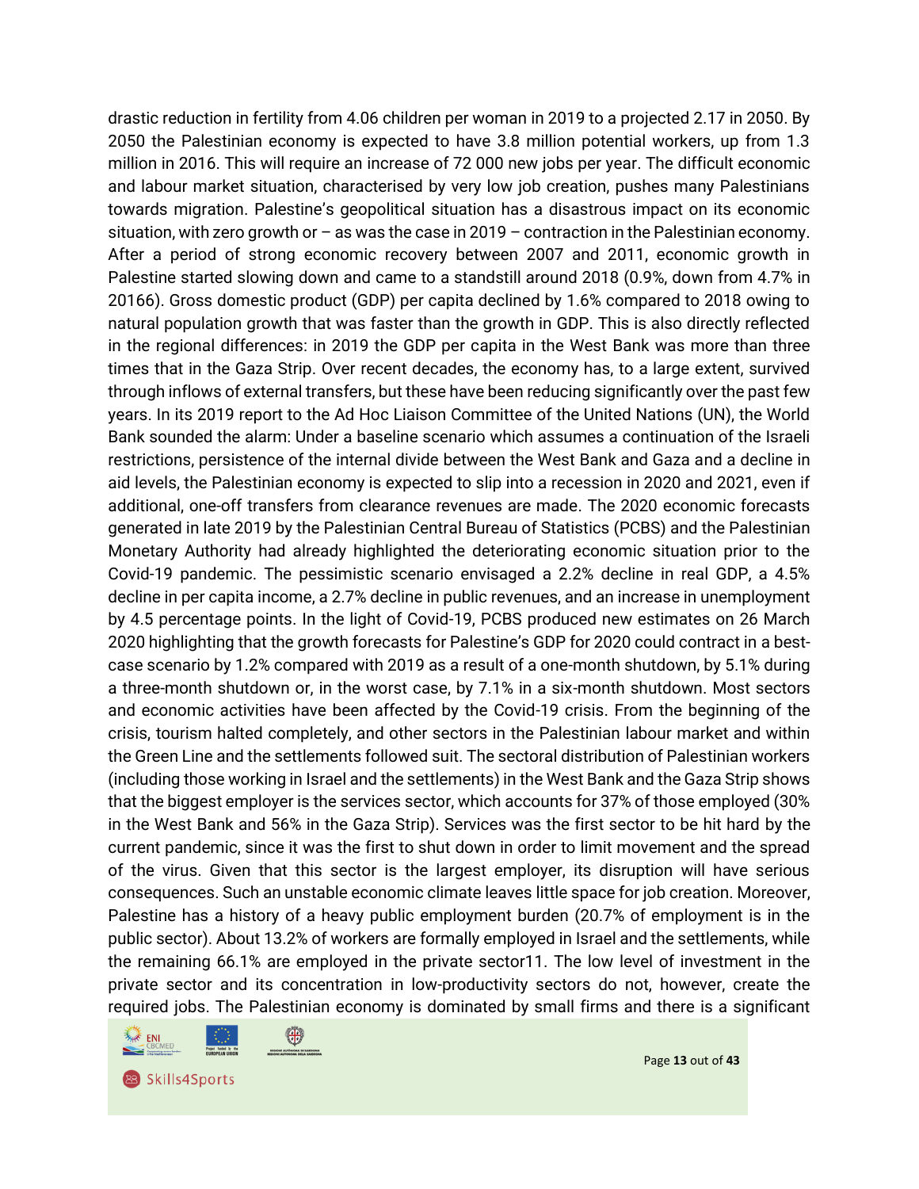drastic reduction in fertility from 4.06 children per woman in 2019 to a projected 2.17 in 2050. By 2050 the Palestinian economy is expected to have 3.8 million potential workers, up from 1.3 million in 2016. This will require an increase of 72 000 new jobs per year. The difficult economic and labour market situation, characterised by very low job creation, pushes many Palestinians towards migration. Palestine's geopolitical situation has a disastrous impact on its economic situation, with zero growth or – as was the case in 2019 – contraction in the Palestinian economy. After a period of strong economic recovery between 2007 and 2011, economic growth in Palestine started slowing down and came to a standstill around 2018 (0.9%, down from 4.7% in 2016[6]). Gross domestic product (GDP) per capita declined by 1.6% compared to 2018 owing to natural population growth that was faster than the growth in GDP. This is also directly reflected in the regional differences: in 2019 the GDP per capita in the West Bank was more than three times that in the Gaza Strip. Over recent decades, the economy has, to a large extent, survived through inflows of external transfers, but these have been reducing significantly over the past few years. In its 2019 report to the Ad Hoc Liaison Committee of the United Nations (UN), the World Bank sounded the alarm: Under a baseline scenario which assumes a continuation of the Israeli restrictions, persistence of the internal divide between the West Bank and Gaza and a decline in aid levels, the Palestinian economy is expected to slip into a recession in 2020 and 2021, even if additional, one-off transfers from clearance revenues are made. The 2020 economic forecasts generated in late 2019 by the Palestinian Central Bureau of Statistics (PCBS) and the Palestinian Monetary Authority had already highlighted the deteriorating economic situation prior to the Covid-19 pandemic. The pessimistic scenario envisaged a 2.2% decline in real GDP, a 4.5% decline in per capita income, a 2.7% decline in public revenues, and an increase in unemployment by 4.5 percentage points. In the light of Covid-19, PCBS produced new estimates on 26 March 2020 highlighting that the growth forecasts for Palestine's GDP for 2020 could contract in a best-case scenario by 1.2% compared with 2019 as a result of a one-month shutdown, by 5.1% during a three-month shutdown or, in the worst case, by 7.1% in a six-month shutdown. Most sectors and economic activities have been affected by the Covid-19 crisis. From the beginning of the crisis, tourism halted completely, and other sectors in the Palestinian labour market and within the Green Line and the settlements followed suit. The sectoral distribution of Palestinian workers (including those working in Israel and the settlements) in the West Bank and the Gaza Strip shows that the biggest employer is the services sector, which accounts for 37% of those employed (30% in the West Bank and 56% in the Gaza Strip). Services was the first sector to be hit hard by the current pandemic, since it was the first to shut down in order to limit movement and the spread of the virus. Given that this sector is the largest employer, its disruption will have serious consequences. Such an unstable economic climate leaves little space for job creation. Moreover, Palestine has a history of a heavy public employment burden (20.7% of employment is in the public sector). About 13.2% of workers are formally employed in Israel and the settlements, while the remaining 66.1% are employed in the private sector[11]. The low level of investment in the private sector and its concentration in low-productivity sectors do not, however, create the required jobs. The Palestinian economy is dominated by small firms and there is a significant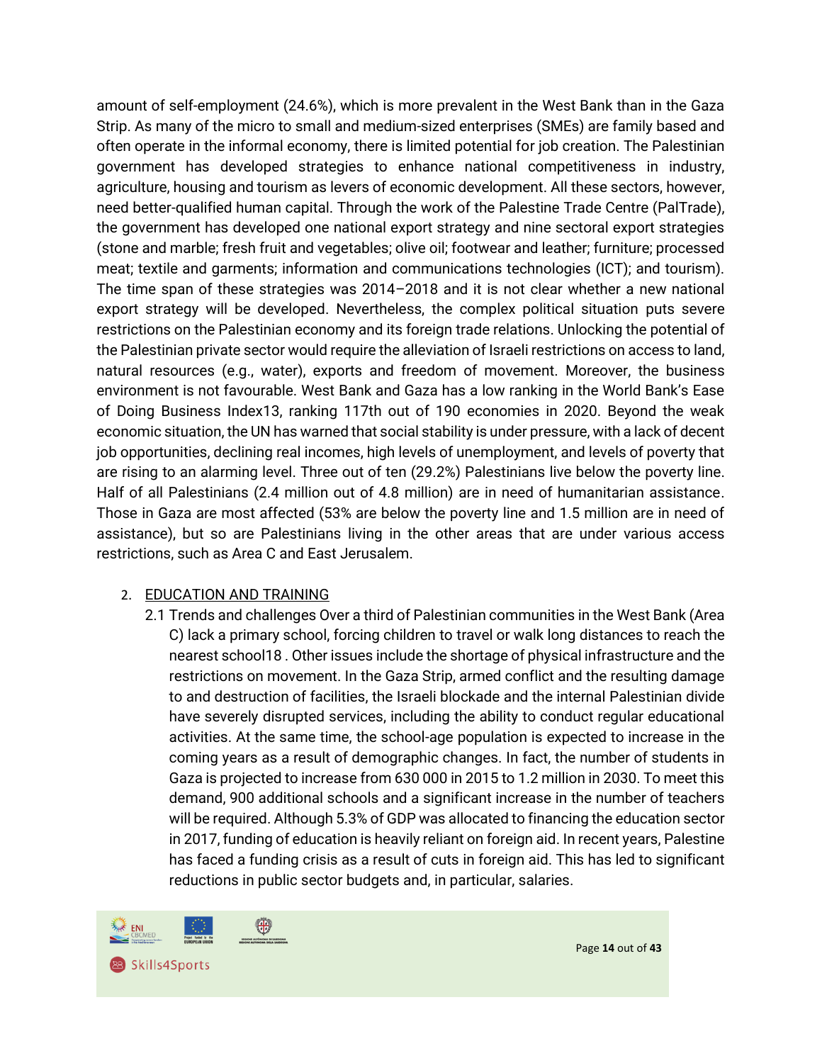amount of self-employment (24.6%), which is more prevalent in the West Bank than in the Gaza Strip. As many of the micro to small and medium-sized enterprises (SMEs) are family based and often operate in the informal economy, there is limited potential for job creation. The Palestinian government has developed strategies to enhance national competitiveness in industry, agriculture, housing and tourism as levers of economic development. All these sectors, however, need better-qualified human capital. Through the work of the Palestine Trade Centre (PalTrade), the government has developed one national export strategy and nine sectoral export strategies (stone and marble; fresh fruit and vegetables; olive oil; footwear and leather; furniture; processed meat; textile and garments; information and communications technologies (ICT); and tourism). The time span of these strategies was 2014–2018 and it is not clear whether a new national export strategy will be developed. Nevertheless, the complex political situation puts severe restrictions on the Palestinian economy and its foreign trade relations. Unlocking the potential of the Palestinian private sector would require the alleviation of Israeli restrictions on access to land, natural resources (e.g., water), exports and freedom of movement. Moreover, the business environment is not favourable. West Bank and Gaza has a low ranking in the World Bank's Ease of Doing Business Index13, ranking 117th out of 190 economies in 2020. Beyond the weak economic situation, the UN has warned that social stability is under pressure, with a lack of decent job opportunities, declining real incomes, high levels of unemployment, and levels of poverty that are rising to an alarming level. Three out of ten (29.2%) Palestinians live below the poverty line. Half of all Palestinians (2.4 million out of 4.8 million) are in need of humanitarian assistance. Those in Gaza are most affected (53% are below the poverty line and 1.5 million are in need of assistance), but so are Palestinians living in the other areas that are under various access restrictions, such as Area C and East Jerusalem.

## 2. EDUCATION AND TRAINING

2.1 Trends and challenges Over a third of Palestinian communities in the West Bank (Area C) lack a primary school, forcing children to travel or walk long distances to reach the nearest school18 . Other issues include the shortage of physical infrastructure and the restrictions on movement. In the Gaza Strip, armed conflict and the resulting damage to and destruction of facilities, the Israeli blockade and the internal Palestinian divide have severely disrupted services, including the ability to conduct regular educational activities. At the same time, the school-age population is expected to increase in the coming years as a result of demographic changes. In fact, the number of students in Gaza is projected to increase from 630 000 in 2015 to 1.2 million in 2030. To meet this demand, 900 additional schools and a significant increase in the number of teachers will be required. Although 5.3% of GDP was allocated to financing the education sector in 2017, funding of education is heavily reliant on foreign aid. In recent years, Palestine has faced a funding crisis as a result of cuts in foreign aid. This has led to significant reductions in public sector budgets and, in particular, salaries.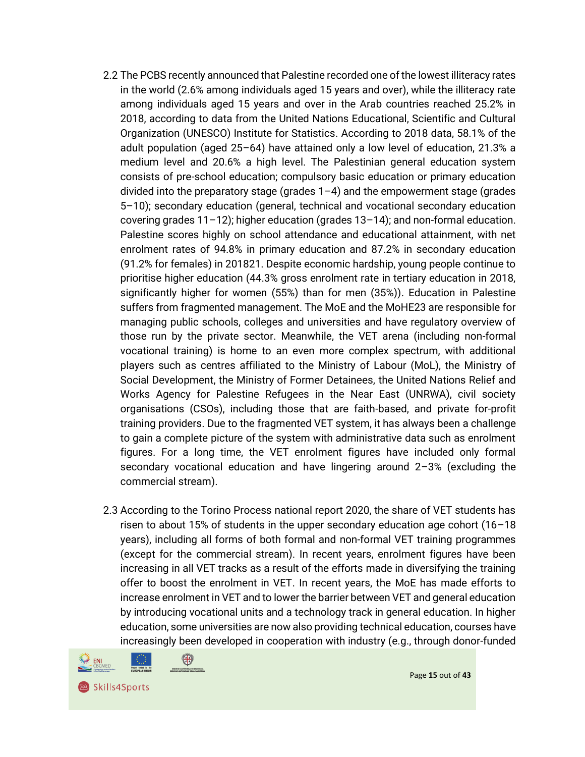2.2 The PCBS recently announced that Palestine recorded one of the lowest illiteracy rates in the world (2.6% among individuals aged 15 years and over), while the illiteracy rate among individuals aged 15 years and over in the Arab countries reached 25.2% in 2018, according to data from the United Nations Educational, Scientific and Cultural Organization (UNESCO) Institute for Statistics. According to 2018 data, 58.1% of the adult population (aged 25–64) have attained only a low level of education, 21.3% a medium level and 20.6% a high level. The Palestinian general education system consists of pre-school education; compulsory basic education or primary education divided into the preparatory stage (grades 1–4) and the empowerment stage (grades 5–10); secondary education (general, technical and vocational secondary education covering grades 11–12); higher education (grades 13–14); and non-formal education. Palestine scores highly on school attendance and educational attainment, with net enrolment rates of 94.8% in primary education and 87.2% in secondary education (91.2% for females) in 2018[21]. Despite economic hardship, young people continue to prioritise higher education (44.3% gross enrolment rate in tertiary education in 2018, significantly higher for women (55%) than for men (35%)). Education in Palestine suffers from fragmented management. The MoE and the MoHE[23] are responsible for managing public schools, colleges and universities and have regulatory overview of those run by the private sector. Meanwhile, the VET arena (including non-formal vocational training) is home to an even more complex spectrum, with additional players such as centres affiliated to the Ministry of Labour (MoL), the Ministry of Social Development, the Ministry of Former Detainees, the United Nations Relief and Works Agency for Palestine Refugees in the Near East (UNRWA), civil society organisations (CSOs), including those that are faith-based, and private for-profit training providers. Due to the fragmented VET system, it has always been a challenge to gain a complete picture of the system with administrative data such as enrolment figures. For a long time, the VET enrolment figures have included only formal secondary vocational education and have lingering around 2–3% (excluding the commercial stream).

2.3 According to the Torino Process national report 2020, the share of VET students has risen to about 15% of students in the upper secondary education age cohort (16–18 years), including all forms of both formal and non-formal VET training programmes (except for the commercial stream). In recent years, enrolment figures have been increasing in all VET tracks as a result of the efforts made in diversifying the training offer to boost the enrolment in VET. In recent years, the MoE has made efforts to increase enrolment in VET and to lower the barrier between VET and general education by introducing vocational units and a technology track in general education. In higher education, some universities are now also providing technical education, courses have increasingly been developed in cooperation with industry (e.g., through donor-funded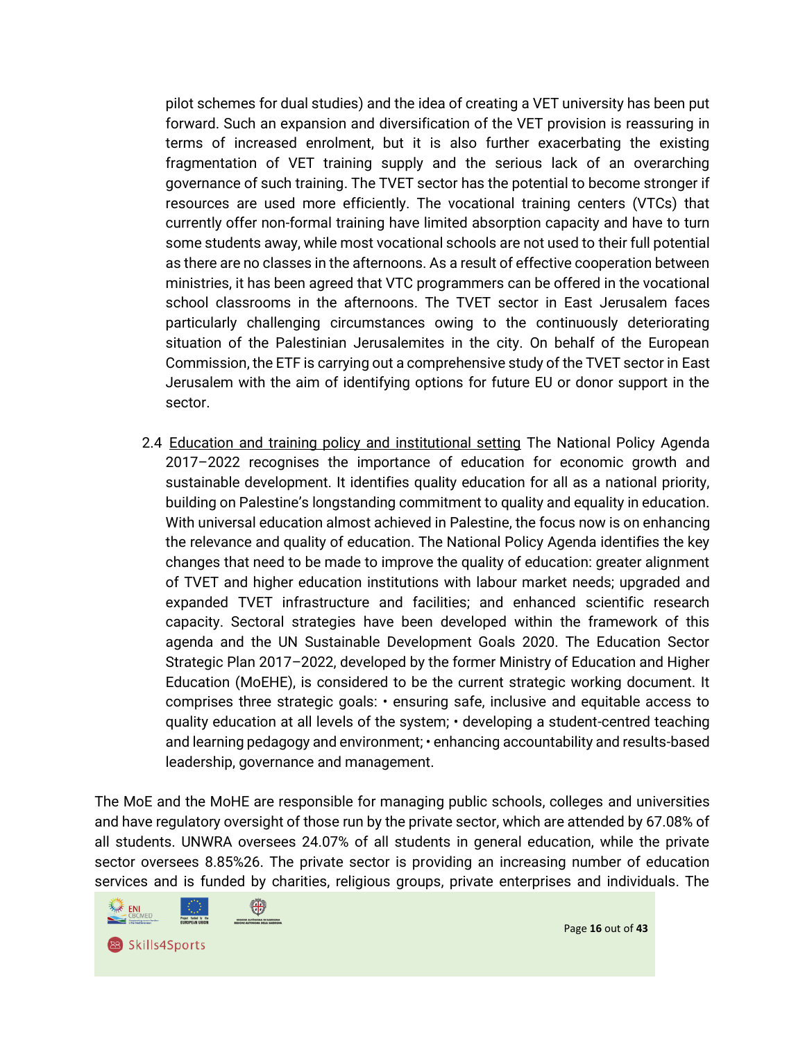pilot schemes for dual studies) and the idea of creating a VET university has been put forward. Such an expansion and diversification of the VET provision is reassuring in terms of increased enrolment, but it is also further exacerbating the existing fragmentation of VET training supply and the serious lack of an overarching governance of such training. The TVET sector has the potential to become stronger if resources are used more efficiently. The vocational training centers (VTCs) that currently offer non-formal training have limited absorption capacity and have to turn some students away, while most vocational schools are not used to their full potential as there are no classes in the afternoons. As a result of effective cooperation between ministries, it has been agreed that VTC programmers can be offered in the vocational school classrooms in the afternoons. The TVET sector in East Jerusalem faces particularly challenging circumstances owing to the continuously deteriorating situation of the Palestinian Jerusalemites in the city. On behalf of the European Commission, the ETF is carrying out a comprehensive study of the TVET sector in East Jerusalem with the aim of identifying options for future EU or donor support in the sector.

2.4 Education and training policy and institutional setting The National Policy Agenda 2017–2022 recognises the importance of education for economic growth and sustainable development. It identifies quality education for all as a national priority, building on Palestine's longstanding commitment to quality and equality in education. With universal education almost achieved in Palestine, the focus now is on enhancing the relevance and quality of education. The National Policy Agenda identifies the key changes that need to be made to improve the quality of education: greater alignment of TVET and higher education institutions with labour market needs; upgraded and expanded TVET infrastructure and facilities; and enhanced scientific research capacity. Sectoral strategies have been developed within the framework of this agenda and the UN Sustainable Development Goals 2020. The Education Sector Strategic Plan 2017–2022, developed by the former Ministry of Education and Higher Education (MoEHE), is considered to be the current strategic working document. It comprises three strategic goals: • ensuring safe, inclusive and equitable access to quality education at all levels of the system; • developing a student-centred teaching and learning pedagogy and environment; • enhancing accountability and results-based leadership, governance and management.

The MoE and the MoHE are responsible for managing public schools, colleges and universities and have regulatory oversight of those run by the private sector, which are attended by 67.08% of all students. UNWRA oversees 24.07% of all students in general education, while the private sector oversees 8.85%26. The private sector is providing an increasing number of education services and is funded by charities, religious groups, private enterprises and individuals. The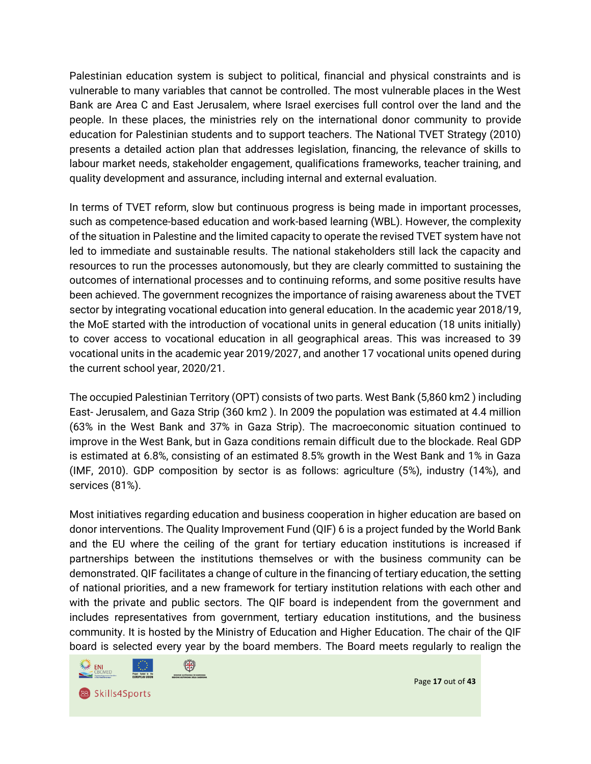Palestinian education system is subject to political, financial and physical constraints and is vulnerable to many variables that cannot be controlled. The most vulnerable places in the West Bank are Area C and East Jerusalem, where Israel exercises full control over the land and the people. In these places, the ministries rely on the international donor community to provide education for Palestinian students and to support teachers. The National TVET Strategy (2010) presents a detailed action plan that addresses legislation, financing, the relevance of skills to labour market needs, stakeholder engagement, qualifications frameworks, teacher training, and quality development and assurance, including internal and external evaluation.

In terms of TVET reform, slow but continuous progress is being made in important processes, such as competence-based education and work-based learning (WBL). However, the complexity of the situation in Palestine and the limited capacity to operate the revised TVET system have not led to immediate and sustainable results. The national stakeholders still lack the capacity and resources to run the processes autonomously, but they are clearly committed to sustaining the outcomes of international processes and to continuing reforms, and some positive results have been achieved. The government recognizes the importance of raising awareness about the TVET sector by integrating vocational education into general education. In the academic year 2018/19, the MoE started with the introduction of vocational units in general education (18 units initially) to cover access to vocational education in all geographical areas. This was increased to 39 vocational units in the academic year 2019/2027, and another 17 vocational units opened during the current school year, 2020/21.

The occupied Palestinian Territory (OPT) consists of two parts. West Bank (5,860 km2 ) including East- Jerusalem, and Gaza Strip (360 km2 ). In 2009 the population was estimated at 4.4 million (63% in the West Bank and 37% in Gaza Strip). The macroeconomic situation continued to improve in the West Bank, but in Gaza conditions remain difficult due to the blockade. Real GDP is estimated at 6.8%, consisting of an estimated 8.5% growth in the West Bank and 1% in Gaza (IMF, 2010). GDP composition by sector is as follows: agriculture (5%), industry (14%), and services (81%).

Most initiatives regarding education and business cooperation in higher education are based on donor interventions. The Quality Improvement Fund (QIF) 6 is a project funded by the World Bank and the EU where the ceiling of the grant for tertiary education institutions is increased if partnerships between the institutions themselves or with the business community can be demonstrated. QIF facilitates a change of culture in the financing of tertiary education, the setting of national priorities, and a new framework for tertiary institution relations with each other and with the private and public sectors. The QIF board is independent from the government and includes representatives from government, tertiary education institutions, and the business community. It is hosted by the Ministry of Education and Higher Education. The chair of the QIF board is selected every year by the board members. The Board meets regularly to realign the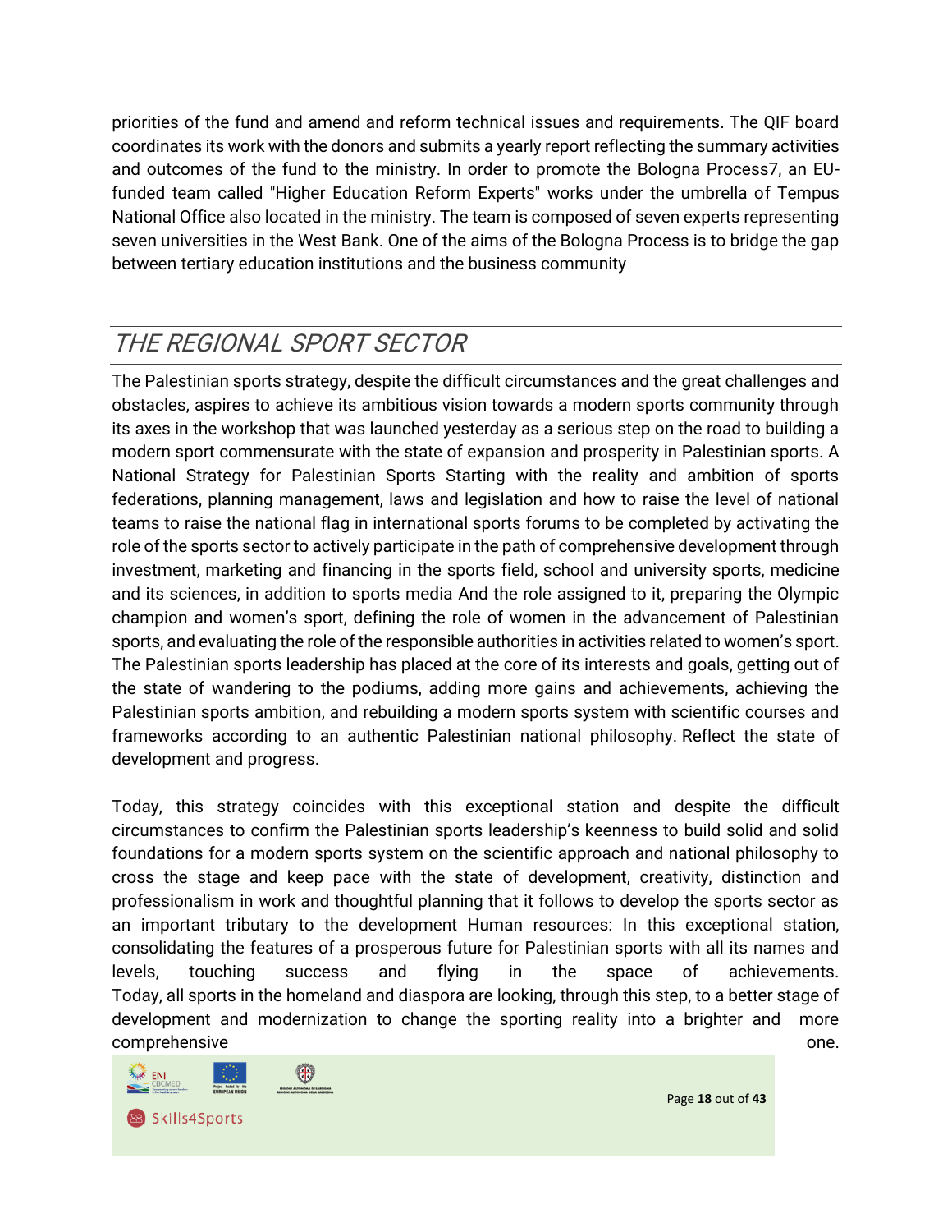priorities of the fund and amend and reform technical issues and requirements. The QIF board coordinates its work with the donors and submits a yearly report reflecting the summary activities and outcomes of the fund to the ministry. In order to promote the Bologna Process7, an EU-funded team called "Higher Education Reform Experts" works under the umbrella of Tempus National Office also located in the ministry. The team is composed of seven experts representing seven universities in the West Bank. One of the aims of the Bologna Process is to bridge the gap between tertiary education institutions and the business community

## *THE REGIONAL SPORT SECTOR*

The Palestinian sports strategy, despite the difficult circumstances and the great challenges and obstacles, aspires to achieve its ambitious vision towards a modern sports community through its axes in the workshop that was launched yesterday as a serious step on the road to building a modern sport commensurate with the state of expansion and prosperity in Palestinian sports. A National Strategy for Palestinian Sports Starting with the reality and ambition of sports federations, planning management, laws and legislation and how to raise the level of national teams to raise the national flag in international sports forums to be completed by activating the role of the sports sector to actively participate in the path of comprehensive development through investment, marketing and financing in the sports field, school and university sports, medicine and its sciences, in addition to sports media And the role assigned to it, preparing the Olympic champion and women's sport, defining the role of women in the advancement of Palestinian sports, and evaluating the role of the responsible authorities in activities related to women's sport. The Palestinian sports leadership has placed at the core of its interests and goals, getting out of the state of wandering to the podiums, adding more gains and achievements, achieving the Palestinian sports ambition, and rebuilding a modern sports system with scientific courses and frameworks according to an authentic Palestinian national philosophy. Reflect the state of development and progress.

Today, this strategy coincides with this exceptional station and despite the difficult circumstances to confirm the Palestinian sports leadership's keenness to build solid and solid foundations for a modern sports system on the scientific approach and national philosophy to cross the stage and keep pace with the state of development, creativity, distinction and professionalism in work and thoughtful planning that it follows to develop the sports sector as an important tributary to the development Human resources: In this exceptional station, consolidating the features of a prosperous future for Palestinian sports with all its names and levels, touching success and flying in the space of achievements. Today, all sports in the homeland and diaspora are looking, through this step, to a better stage of development and modernization to change the sporting reality into a brighter and more comprehensive one.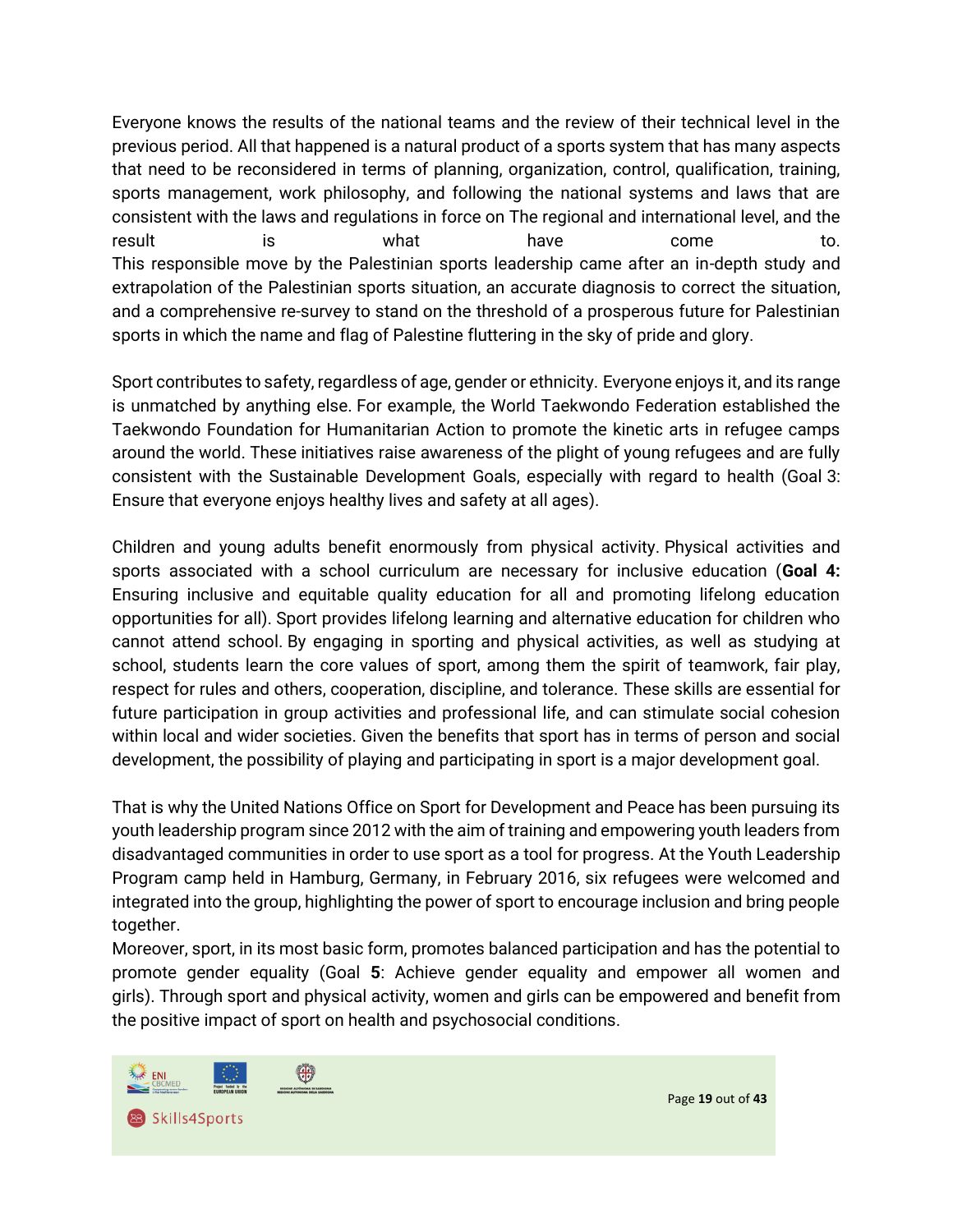Everyone knows the results of the national teams and the review of their technical level in the previous period. All that happened is a natural product of a sports system that has many aspects that need to be reconsidered in terms of planning, organization, control, qualification, training, sports management, work philosophy, and following the national systems and laws that are consistent with the laws and regulations in force on The regional and international level, and the result is what have come to.
This responsible move by the Palestinian sports leadership came after an in-depth study and extrapolation of the Palestinian sports situation, an accurate diagnosis to correct the situation, and a comprehensive re-survey to stand on the threshold of a prosperous future for Palestinian sports in which the name and flag of Palestine fluttering in the sky of pride and glory.

Sport contributes to safety, regardless of age, gender or ethnicity. Everyone enjoys it, and its range is unmatched by anything else. For example, the World Taekwondo Federation established the Taekwondo Foundation for Humanitarian Action to promote the kinetic arts in refugee camps around the world. These initiatives raise awareness of the plight of young refugees and are fully consistent with the Sustainable Development Goals, especially with regard to health (Goal 3: Ensure that everyone enjoys healthy lives and safety at all ages).

Children and young adults benefit enormously from physical activity. Physical activities and sports associated with a school curriculum are necessary for inclusive education (**Goal 4:** Ensuring inclusive and equitable quality education for all and promoting lifelong education opportunities for all). Sport provides lifelong learning and alternative education for children who cannot attend school. By engaging in sporting and physical activities, as well as studying at school, students learn the core values of sport, among them the spirit of teamwork, fair play, respect for rules and others, cooperation, discipline, and tolerance. These skills are essential for future participation in group activities and professional life, and can stimulate social cohesion within local and wider societies. Given the benefits that sport has in terms of person and social development, the possibility of playing and participating in sport is a major development goal.

That is why the United Nations Office on Sport for Development and Peace has been pursuing its youth leadership program since 2012 with the aim of training and empowering youth leaders from disadvantaged communities in order to use sport as a tool for progress. At the Youth Leadership Program camp held in Hamburg, Germany, in February 2016, six refugees were welcomed and integrated into the group, highlighting the power of sport to encourage inclusion and bring people together.
Moreover, sport, in its most basic form, promotes balanced participation and has the potential to promote gender equality (Goal **5**: Achieve gender equality and empower all women and girls). Through sport and physical activity, women and girls can be empowered and benefit from the positive impact of sport on health and psychosocial conditions.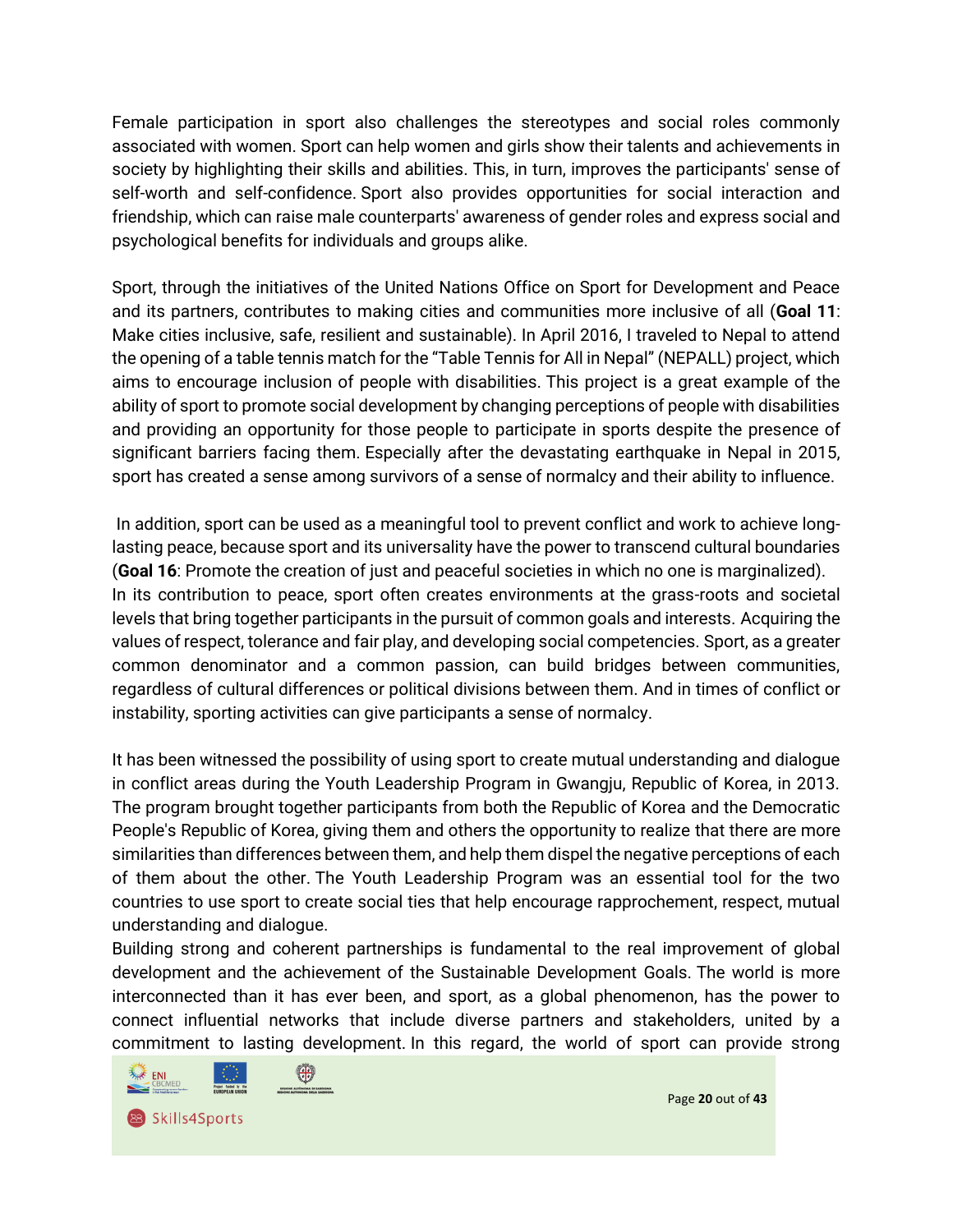Female participation in sport also challenges the stereotypes and social roles commonly associated with women. Sport can help women and girls show their talents and achievements in society by highlighting their skills and abilities. This, in turn, improves the participants' sense of self-worth and self-confidence. Sport also provides opportunities for social interaction and friendship, which can raise male counterparts' awareness of gender roles and express social and psychological benefits for individuals and groups alike.

Sport, through the initiatives of the United Nations Office on Sport for Development and Peace and its partners, contributes to making cities and communities more inclusive of all (**Goal 11**: Make cities inclusive, safe, resilient and sustainable). In April 2016, I traveled to Nepal to attend the opening of a table tennis match for the "Table Tennis for All in Nepal" (NEPALL) project, which aims to encourage inclusion of people with disabilities. This project is a great example of the ability of sport to promote social development by changing perceptions of people with disabilities and providing an opportunity for those people to participate in sports despite the presence of significant barriers facing them. Especially after the devastating earthquake in Nepal in 2015, sport has created a sense among survivors of a sense of normalcy and their ability to influence.

In addition, sport can be used as a meaningful tool to prevent conflict and work to achieve long-lasting peace, because sport and its universality have the power to transcend cultural boundaries (**Goal 16**: Promote the creation of just and peaceful societies in which no one is marginalized). In its contribution to peace, sport often creates environments at the grass-roots and societal levels that bring together participants in the pursuit of common goals and interests. Acquiring the values of respect, tolerance and fair play, and developing social competencies. Sport, as a greater common denominator and a common passion, can build bridges between communities, regardless of cultural differences or political divisions between them. And in times of conflict or instability, sporting activities can give participants a sense of normalcy.

It has been witnessed the possibility of using sport to create mutual understanding and dialogue in conflict areas during the Youth Leadership Program in Gwangju, Republic of Korea, in 2013. The program brought together participants from both the Republic of Korea and the Democratic People's Republic of Korea, giving them and others the opportunity to realize that there are more similarities than differences between them, and help them dispel the negative perceptions of each of them about the other. The Youth Leadership Program was an essential tool for the two countries to use sport to create social ties that help encourage rapprochement, respect, mutual understanding and dialogue.

Building strong and coherent partnerships is fundamental to the real improvement of global development and the achievement of the Sustainable Development Goals. The world is more interconnected than it has ever been, and sport, as a global phenomenon, has the power to connect influential networks that include diverse partners and stakeholders, united by a commitment to lasting development. In this regard, the world of sport can provide strong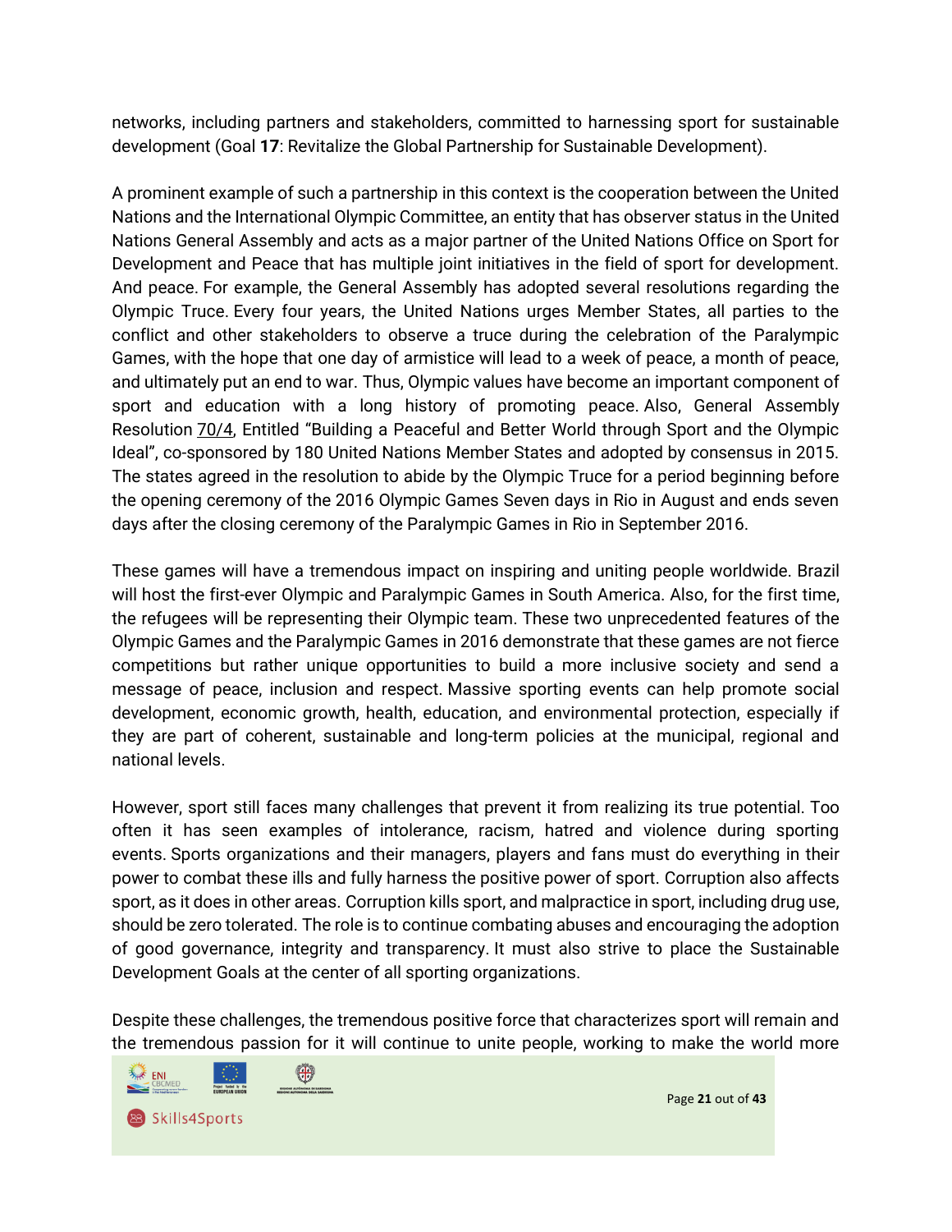networks, including partners and stakeholders, committed to harnessing sport for sustainable development (Goal **17**: Revitalize the Global Partnership for Sustainable Development).

A prominent example of such a partnership in this context is the cooperation between the United Nations and the International Olympic Committee, an entity that has observer status in the United Nations General Assembly and acts as a major partner of the United Nations Office on Sport for Development and Peace that has multiple joint initiatives in the field of sport for development. And peace. For example, the General Assembly has adopted several resolutions regarding the Olympic Truce. Every four years, the United Nations urges Member States, all parties to the conflict and other stakeholders to observe a truce during the celebration of the Paralympic Games, with the hope that one day of armistice will lead to a week of peace, a month of peace, and ultimately put an end to war. Thus, Olympic values have become an important component of sport and education with a long history of promoting peace. Also, General Assembly Resolution 70/4, Entitled "Building a Peaceful and Better World through Sport and the Olympic Ideal", co-sponsored by 180 United Nations Member States and adopted by consensus in 2015. The states agreed in the resolution to abide by the Olympic Truce for a period beginning before the opening ceremony of the 2016 Olympic Games Seven days in Rio in August and ends seven days after the closing ceremony of the Paralympic Games in Rio in September 2016.

These games will have a tremendous impact on inspiring and uniting people worldwide. Brazil will host the first-ever Olympic and Paralympic Games in South America. Also, for the first time, the refugees will be representing their Olympic team. These two unprecedented features of the Olympic Games and the Paralympic Games in 2016 demonstrate that these games are not fierce competitions but rather unique opportunities to build a more inclusive society and send a message of peace, inclusion and respect. Massive sporting events can help promote social development, economic growth, health, education, and environmental protection, especially if they are part of coherent, sustainable and long-term policies at the municipal, regional and national levels.

However, sport still faces many challenges that prevent it from realizing its true potential. Too often it has seen examples of intolerance, racism, hatred and violence during sporting events. Sports organizations and their managers, players and fans must do everything in their power to combat these ills and fully harness the positive power of sport. Corruption also affects sport, as it does in other areas. Corruption kills sport, and malpractice in sport, including drug use, should be zero tolerated. The role is to continue combating abuses and encouraging the adoption of good governance, integrity and transparency. It must also strive to place the Sustainable Development Goals at the center of all sporting organizations.

Despite these challenges, the tremendous positive force that characterizes sport will remain and the tremendous passion for it will continue to unite people, working to make the world more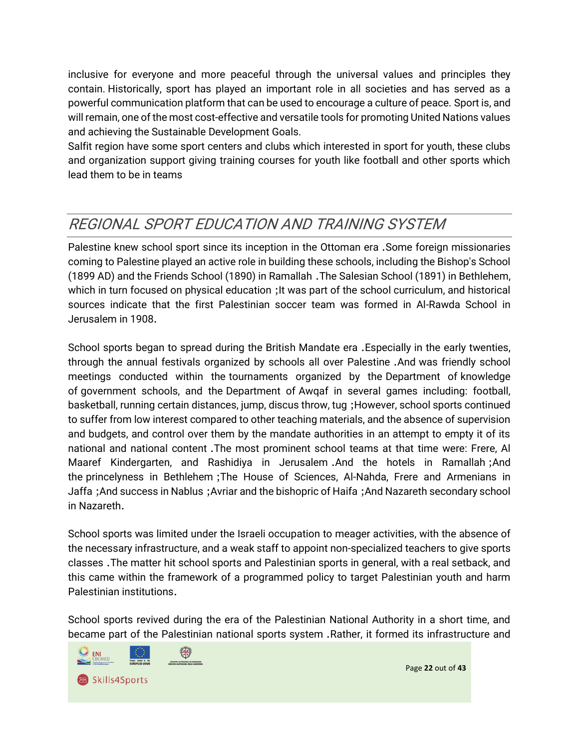inclusive for everyone and more peaceful through the universal values and principles they contain. Historically, sport has played an important role in all societies and has served as a powerful communication platform that can be used to encourage a culture of peace. Sport is, and will remain, one of the most cost-effective and versatile tools for promoting United Nations values and achieving the Sustainable Development Goals.
Salfit region have some sport centers and clubs which interested in sport for youth, these clubs and organization support giving training courses for youth like football and other sports which lead them to be in teams

## *REGIONAL SPORT EDUCATION AND TRAINING SYSTEM*

Palestine knew school sport since its inception in the Ottoman era .Some foreign missionaries coming to Palestine played an active role in building these schools, including the Bishop's School (1899 AD) and the Friends School (1890) in Ramallah .The Salesian School (1891) in Bethlehem, which in turn focused on physical education ;It was part of the school curriculum, and historical sources indicate that the first Palestinian soccer team was formed in Al-Rawda School in Jerusalem in 1908.

School sports began to spread during the British Mandate era .Especially in the early twenties, through the annual festivals organized by schools all over Palestine .And was friendly school meetings conducted within the tournaments organized by the Department of knowledge of government schools, and the Department of Awqaf in several games including: football, basketball, running certain distances, jump, discus throw, tug ;However, school sports continued to suffer from low interest compared to other teaching materials, and the absence of supervision and budgets, and control over them by the mandate authorities in an attempt to empty it of its national and national content .The most prominent school teams at that time were: Frere, Al Maaref Kindergarten, and Rashidiya in Jerusalem .And the hotels in Ramallah ;And the princelyness in Bethlehem ;The House of Sciences, Al-Nahda, Frere and Armenians in Jaffa ;And success in Nablus ;Avriar and the bishopric of Haifa ;And Nazareth secondary school in Nazareth.

School sports was limited under the Israeli occupation to meager activities, with the absence of the necessary infrastructure, and a weak staff to appoint non-specialized teachers to give sports classes .The matter hit school sports and Palestinian sports in general, with a real setback, and this came within the framework of a programmed policy to target Palestinian youth and harm Palestinian institutions.

School sports revived during the era of the Palestinian National Authority in a short time, and became part of the Palestinian national sports system .Rather, it formed its infrastructure and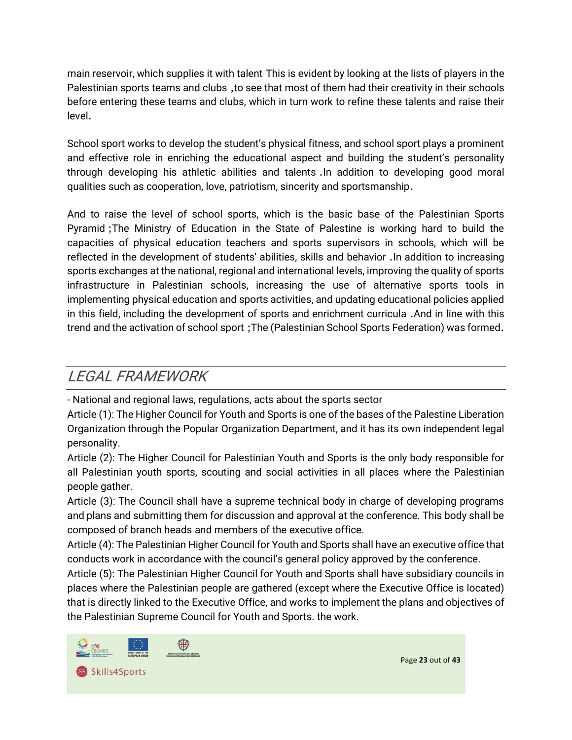main reservoir, which supplies it with talent This is evident by looking at the lists of players in the Palestinian sports teams and clubs ,to see that most of them had their creativity in their schools before entering these teams and clubs, which in turn work to refine these talents and raise their level.

School sport works to develop the student's physical fitness, and school sport plays a prominent and effective role in enriching the educational aspect and building the student's personality through developing his athletic abilities and talents .In addition to developing good moral qualities such as cooperation, love, patriotism, sincerity and sportsmanship.

And to raise the level of school sports, which is the basic base of the Palestinian Sports Pyramid ;The Ministry of Education in the State of Palestine is working hard to build the capacities of physical education teachers and sports supervisors in schools, which will be reflected in the development of students' abilities, skills and behavior .In addition to increasing sports exchanges at the national, regional and international levels, improving the quality of sports infrastructure in Palestinian schools, increasing the use of alternative sports tools in implementing physical education and sports activities, and updating educational policies applied in this field, including the development of sports and enrichment curricula .And in line with this trend and the activation of school sport ;The (Palestinian School Sports Federation) was formed.

## *LEGAL FRAMEWORK*

- National and regional laws, regulations, acts about the sports sector

Article (1): The Higher Council for Youth and Sports is one of the bases of the Palestine Liberation Organization through the Popular Organization Department, and it has its own independent legal personality.

Article (2): The Higher Council for Palestinian Youth and Sports is the only body responsible for all Palestinian youth sports, scouting and social activities in all places where the Palestinian people gather.

Article (3): The Council shall have a supreme technical body in charge of developing programs and plans and submitting them for discussion and approval at the conference. This body shall be composed of branch heads and members of the executive office.

Article (4): The Palestinian Higher Council for Youth and Sports shall have an executive office that conducts work in accordance with the council's general policy approved by the conference.

Article (5): The Palestinian Higher Council for Youth and Sports shall have subsidiary councils in places where the Palestinian people are gathered (except where the Executive Office is located) that is directly linked to the Executive Office, and works to implement the plans and objectives of the Palestinian Supreme Council for Youth and Sports. the work.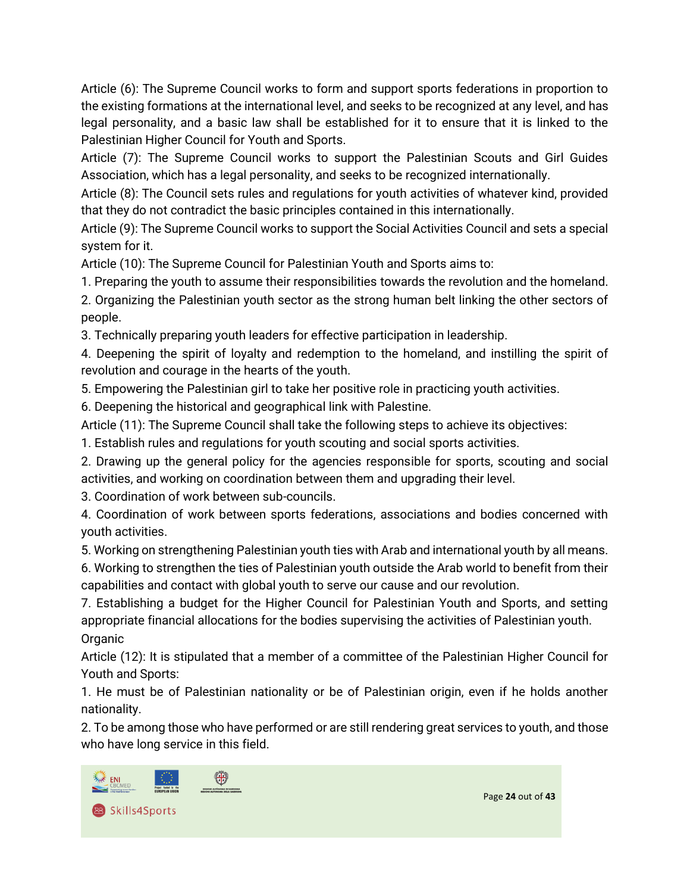Article (6): The Supreme Council works to form and support sports federations in proportion to the existing formations at the international level, and seeks to be recognized at any level, and has legal personality, and a basic law shall be established for it to ensure that it is linked to the Palestinian Higher Council for Youth and Sports.

Article (7): The Supreme Council works to support the Palestinian Scouts and Girl Guides Association, which has a legal personality, and seeks to be recognized internationally.

Article (8): The Council sets rules and regulations for youth activities of whatever kind, provided that they do not contradict the basic principles contained in this internationally.

Article (9): The Supreme Council works to support the Social Activities Council and sets a special system for it.

Article (10): The Supreme Council for Palestinian Youth and Sports aims to:

1. Preparing the youth to assume their responsibilities towards the revolution and the homeland.
2. Organizing the Palestinian youth sector as the strong human belt linking the other sectors of people.
3. Technically preparing youth leaders for effective participation in leadership.
4. Deepening the spirit of loyalty and redemption to the homeland, and instilling the spirit of revolution and courage in the hearts of the youth.
5. Empowering the Palestinian girl to take her positive role in practicing youth activities.
6. Deepening the historical and geographical link with Palestine.

Article (11): The Supreme Council shall take the following steps to achieve its objectives:

1. Establish rules and regulations for youth scouting and social sports activities.
2. Drawing up the general policy for the agencies responsible for sports, scouting and social activities, and working on coordination between them and upgrading their level.
3. Coordination of work between sub-councils.
4. Coordination of work between sports federations, associations and bodies concerned with youth activities.
5. Working on strengthening Palestinian youth ties with Arab and international youth by all means.
6. Working to strengthen the ties of Palestinian youth outside the Arab world to benefit from their capabilities and contact with global youth to serve our cause and our revolution.
7. Establishing a budget for the Higher Council for Palestinian Youth and Sports, and setting appropriate financial allocations for the bodies supervising the activities of Palestinian youth.

Organic

Article (12): It is stipulated that a member of a committee of the Palestinian Higher Council for Youth and Sports:

1. He must be of Palestinian nationality or be of Palestinian origin, even if he holds another nationality.
2. To be among those who have performed or are still rendering great services to youth, and those who have long service in this field.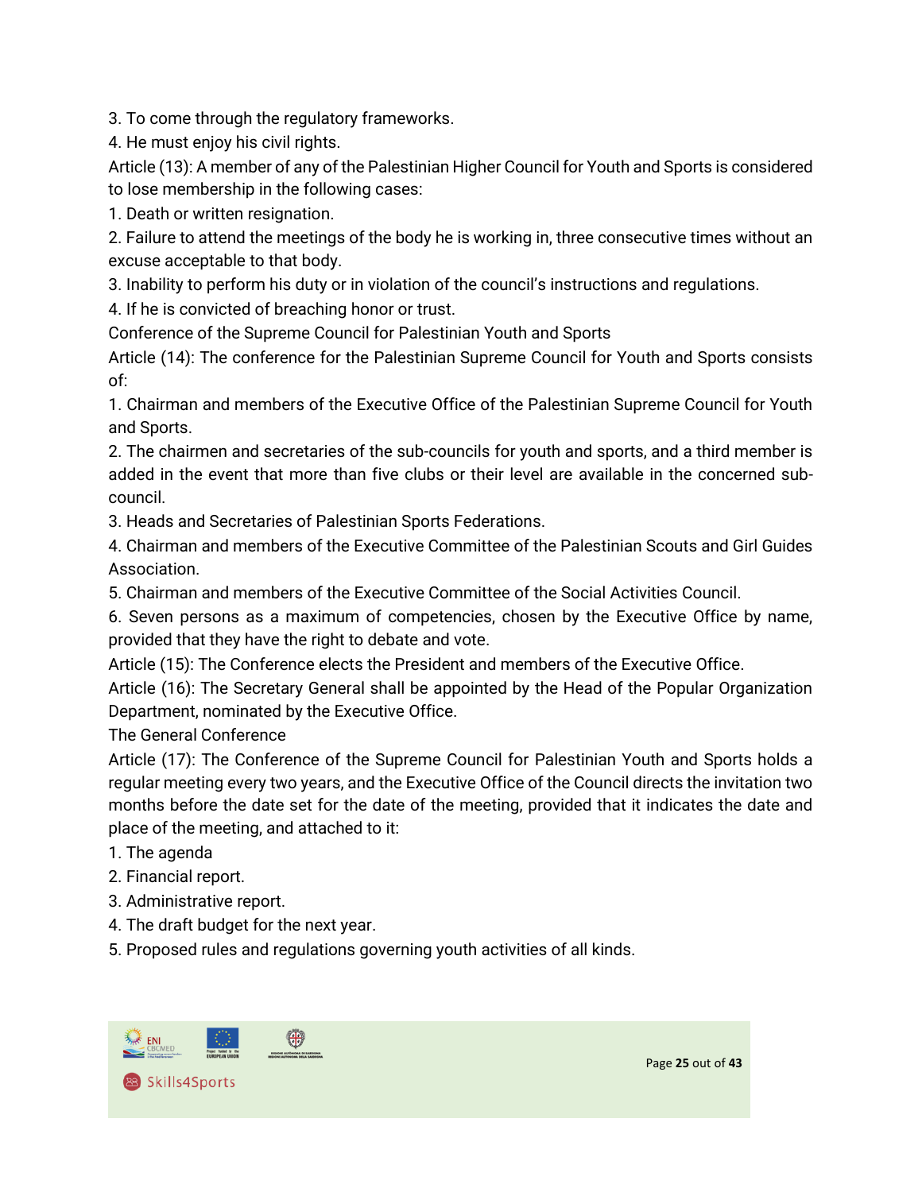3. To come through the regulatory frameworks.
4. He must enjoy his civil rights.

Article (13): A member of any of the Palestinian Higher Council for Youth and Sports is considered to lose membership in the following cases:

1. Death or written resignation.
2. Failure to attend the meetings of the body he is working in, three consecutive times without an excuse acceptable to that body.
3. Inability to perform his duty or in violation of the council's instructions and regulations.
4. If he is convicted of breaching honor or trust.

Conference of the Supreme Council for Palestinian Youth and Sports

Article (14): The conference for the Palestinian Supreme Council for Youth and Sports consists of:

1. Chairman and members of the Executive Office of the Palestinian Supreme Council for Youth and Sports.
2. The chairmen and secretaries of the sub-councils for youth and sports, and a third member is added in the event that more than five clubs or their level are available in the concerned sub-council.
3. Heads and Secretaries of Palestinian Sports Federations.
4. Chairman and members of the Executive Committee of the Palestinian Scouts and Girl Guides Association.
5. Chairman and members of the Executive Committee of the Social Activities Council.
6. Seven persons as a maximum of competencies, chosen by the Executive Office by name, provided that they have the right to debate and vote.

Article (15): The Conference elects the President and members of the Executive Office.

Article (16): The Secretary General shall be appointed by the Head of the Popular Organization Department, nominated by the Executive Office.

The General Conference

Article (17): The Conference of the Supreme Council for Palestinian Youth and Sports holds a regular meeting every two years, and the Executive Office of the Council directs the invitation two months before the date set for the date of the meeting, provided that it indicates the date and place of the meeting, and attached to it:

1. The agenda
2. Financial report.
3. Administrative report.
4. The draft budget for the next year.
5. Proposed rules and regulations governing youth activities of all kinds.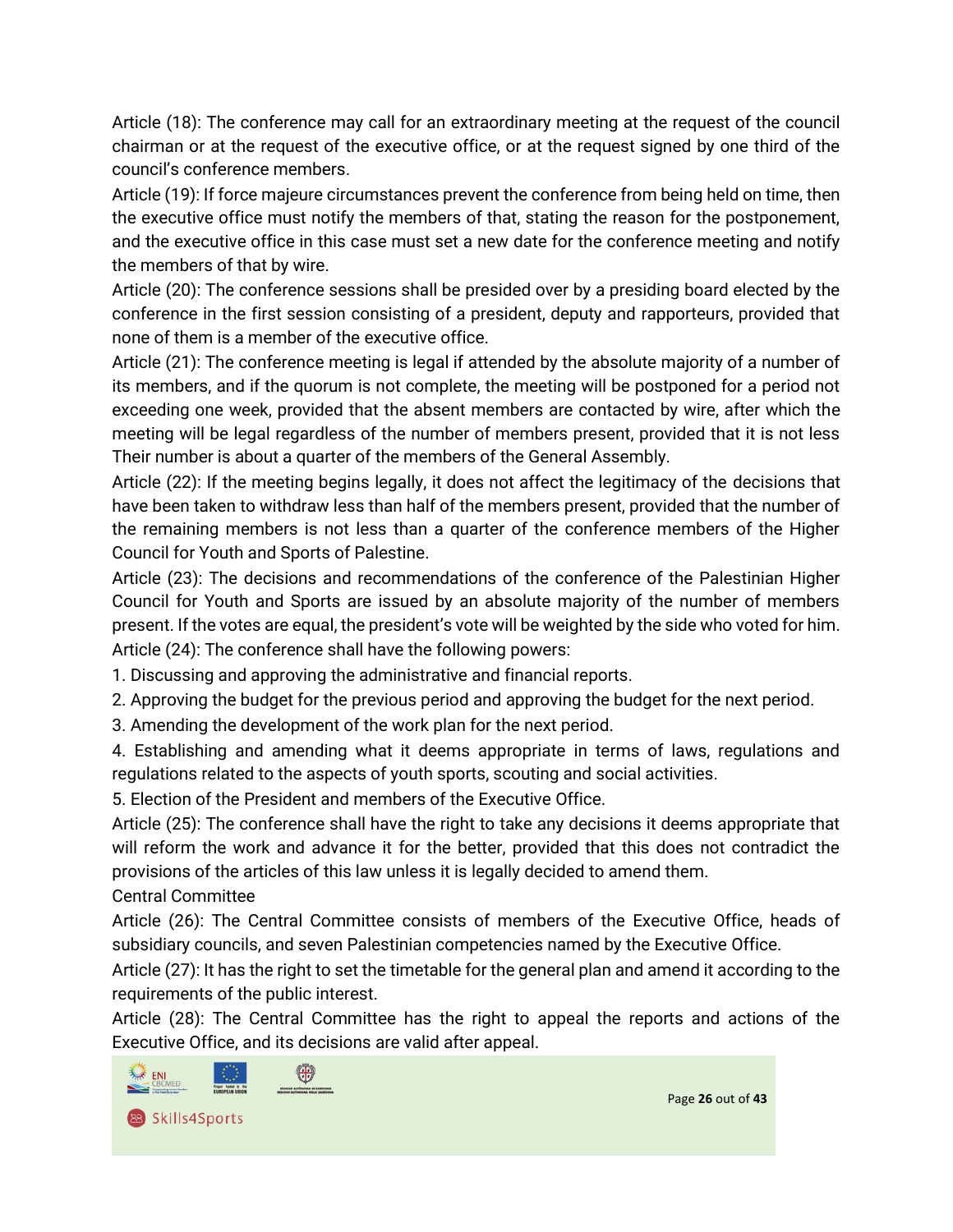Article (18): The conference may call for an extraordinary meeting at the request of the council chairman or at the request of the executive office, or at the request signed by one third of the council's conference members.

Article (19): If force majeure circumstances prevent the conference from being held on time, then the executive office must notify the members of that, stating the reason for the postponement, and the executive office in this case must set a new date for the conference meeting and notify the members of that by wire.

Article (20): The conference sessions shall be presided over by a presiding board elected by the conference in the first session consisting of a president, deputy and rapporteurs, provided that none of them is a member of the executive office.

Article (21): The conference meeting is legal if attended by the absolute majority of a number of its members, and if the quorum is not complete, the meeting will be postponed for a period not exceeding one week, provided that the absent members are contacted by wire, after which the meeting will be legal regardless of the number of members present, provided that it is not less Their number is about a quarter of the members of the General Assembly.

Article (22): If the meeting begins legally, it does not affect the legitimacy of the decisions that have been taken to withdraw less than half of the members present, provided that the number of the remaining members is not less than a quarter of the conference members of the Higher Council for Youth and Sports of Palestine.

Article (23): The decisions and recommendations of the conference of the Palestinian Higher Council for Youth and Sports are issued by an absolute majority of the number of members present. If the votes are equal, the president's vote will be weighted by the side who voted for him.

Article (24): The conference shall have the following powers:

1. Discussing and approving the administrative and financial reports.
2. Approving the budget for the previous period and approving the budget for the next period.
3. Amending the development of the work plan for the next period.
4. Establishing and amending what it deems appropriate in terms of laws, regulations and regulations related to the aspects of youth sports, scouting and social activities.
5. Election of the President and members of the Executive Office.

Article (25): The conference shall have the right to take any decisions it deems appropriate that will reform the work and advance it for the better, provided that this does not contradict the provisions of the articles of this law unless it is legally decided to amend them.

Central Committee

Article (26): The Central Committee consists of members of the Executive Office, heads of subsidiary councils, and seven Palestinian competencies named by the Executive Office.

Article (27): It has the right to set the timetable for the general plan and amend it according to the requirements of the public interest.

Article (28): The Central Committee has the right to appeal the reports and actions of the Executive Office, and its decisions are valid after appeal.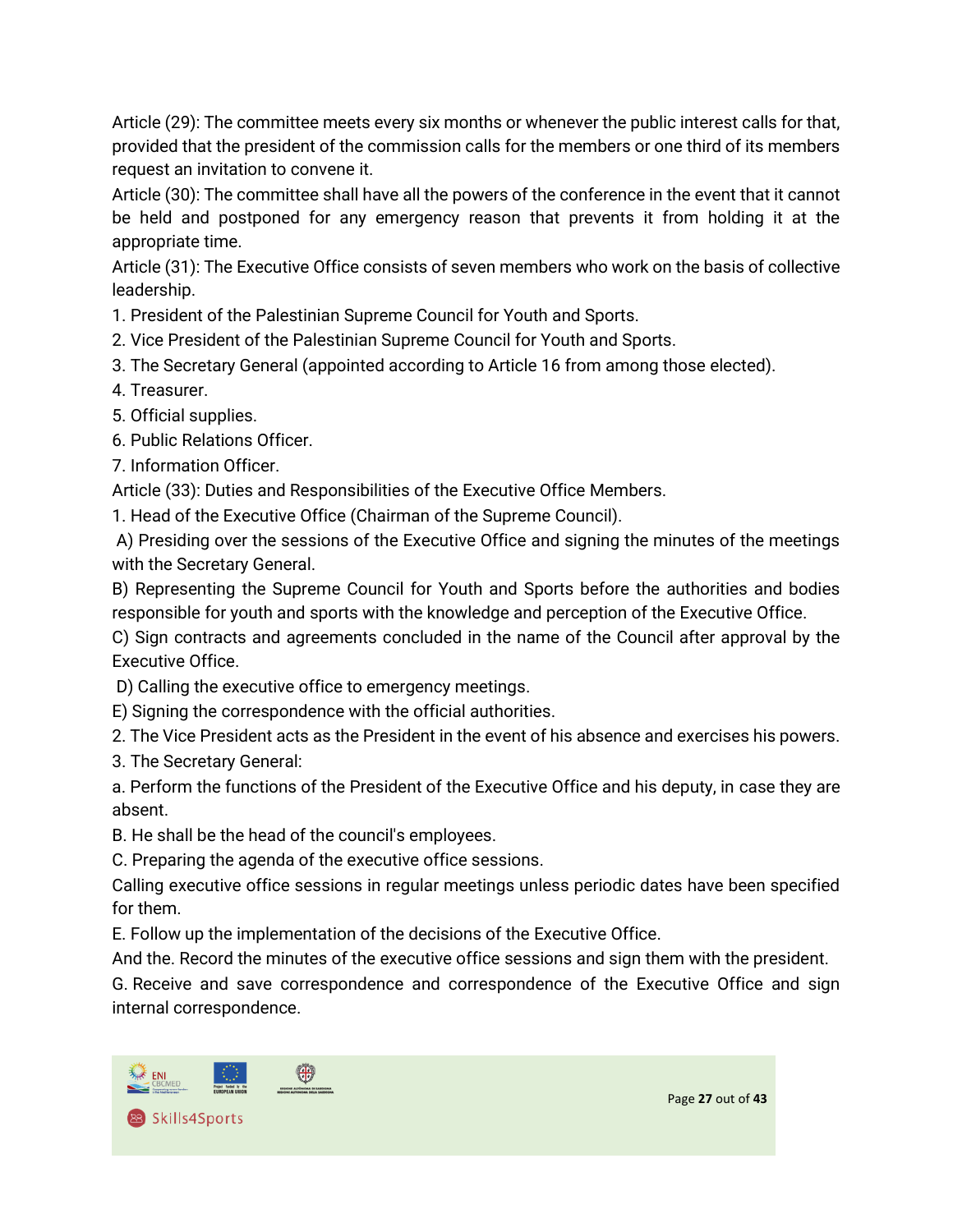Article (29): The committee meets every six months or whenever the public interest calls for that, provided that the president of the commission calls for the members or one third of its members request an invitation to convene it.

Article (30): The committee shall have all the powers of the conference in the event that it cannot be held and postponed for any emergency reason that prevents it from holding it at the appropriate time.

Article (31): The Executive Office consists of seven members who work on the basis of collective leadership.

1. President of the Palestinian Supreme Council for Youth and Sports.
2. Vice President of the Palestinian Supreme Council for Youth and Sports.
3. The Secretary General (appointed according to Article 16 from among those elected).
4. Treasurer.
5. Official supplies.
6. Public Relations Officer.
7. Information Officer.

Article (33): Duties and Responsibilities of the Executive Office Members.

1. Head of the Executive Office (Chairman of the Supreme Council).

A) Presiding over the sessions of the Executive Office and signing the minutes of the meetings with the Secretary General.

B) Representing the Supreme Council for Youth and Sports before the authorities and bodies responsible for youth and sports with the knowledge and perception of the Executive Office.

C) Sign contracts and agreements concluded in the name of the Council after approval by the Executive Office.

D) Calling the executive office to emergency meetings.

E) Signing the correspondence with the official authorities.

2. The Vice President acts as the President in the event of his absence and exercises his powers.

3. The Secretary General:

a. Perform the functions of the President of the Executive Office and his deputy, in case they are absent.

B. He shall be the head of the council's employees.

C. Preparing the agenda of the executive office sessions.

Calling executive office sessions in regular meetings unless periodic dates have been specified for them.

E. Follow up the implementation of the decisions of the Executive Office.

And the. Record the minutes of the executive office sessions and sign them with the president.

G. Receive and save correspondence and correspondence of the Executive Office and sign internal correspondence.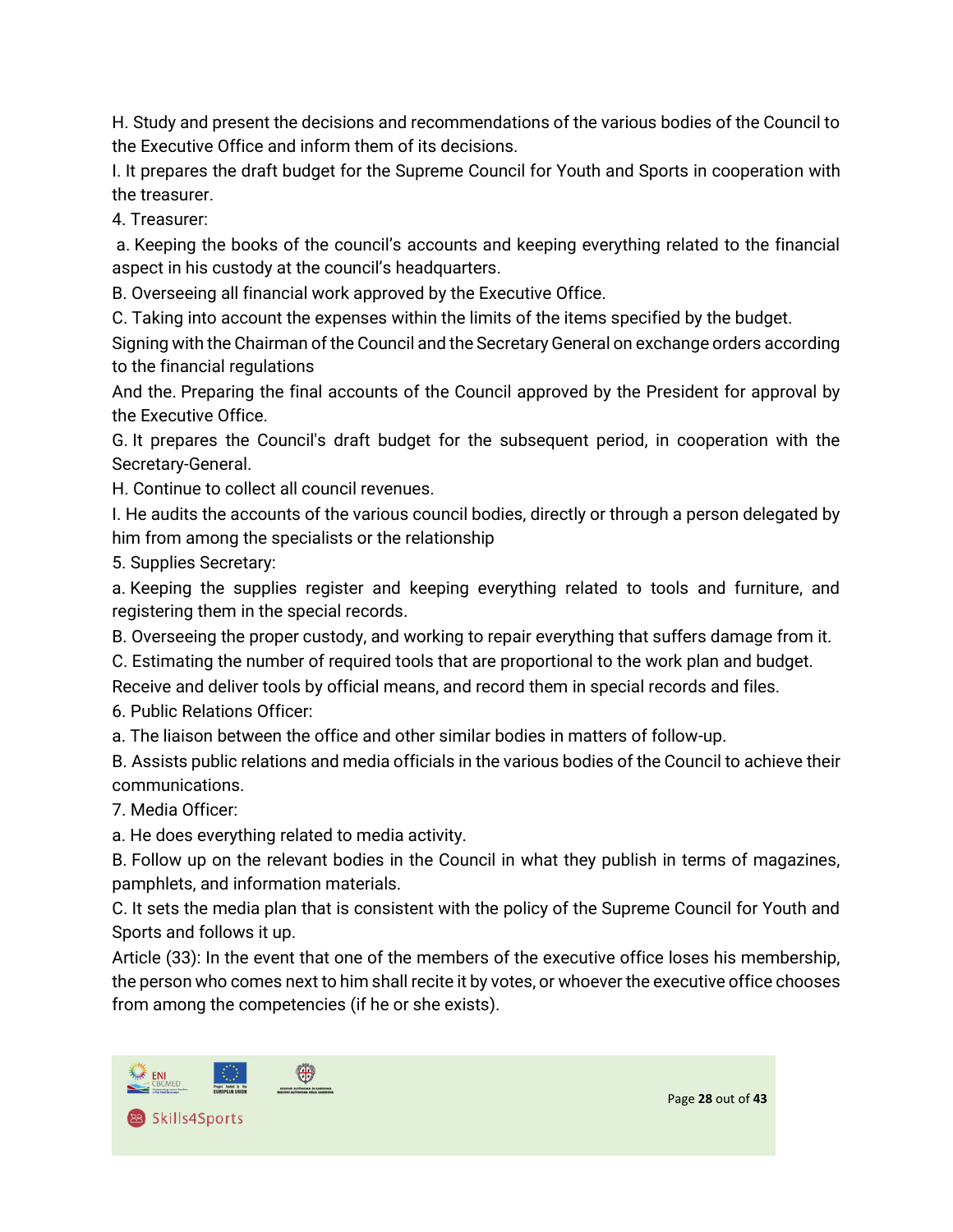H. Study and present the decisions and recommendations of the various bodies of the Council to the Executive Office and inform them of its decisions.

I. It prepares the draft budget for the Supreme Council for Youth and Sports in cooperation with the treasurer.

4. Treasurer:

a. Keeping the books of the council's accounts and keeping everything related to the financial aspect in his custody at the council's headquarters.

B. Overseeing all financial work approved by the Executive Office.

C. Taking into account the expenses within the limits of the items specified by the budget.

Signing with the Chairman of the Council and the Secretary General on exchange orders according to the financial regulations

And the. Preparing the final accounts of the Council approved by the President for approval by the Executive Office.

G. It prepares the Council's draft budget for the subsequent period, in cooperation with the Secretary-General.

H. Continue to collect all council revenues.

I. He audits the accounts of the various council bodies, directly or through a person delegated by him from among the specialists or the relationship

5. Supplies Secretary:

a. Keeping the supplies register and keeping everything related to tools and furniture, and registering them in the special records.

B. Overseeing the proper custody, and working to repair everything that suffers damage from it.

C. Estimating the number of required tools that are proportional to the work plan and budget.

Receive and deliver tools by official means, and record them in special records and files.

6. Public Relations Officer:

a. The liaison between the office and other similar bodies in matters of follow-up.

B. Assists public relations and media officials in the various bodies of the Council to achieve their communications.

7. Media Officer:

a. He does everything related to media activity.

B. Follow up on the relevant bodies in the Council in what they publish in terms of magazines, pamphlets, and information materials.

C. It sets the media plan that is consistent with the policy of the Supreme Council for Youth and Sports and follows it up.

Article (33): In the event that one of the members of the executive office loses his membership, the person who comes next to him shall recite it by votes, or whoever the executive office chooses from among the competencies (if he or she exists).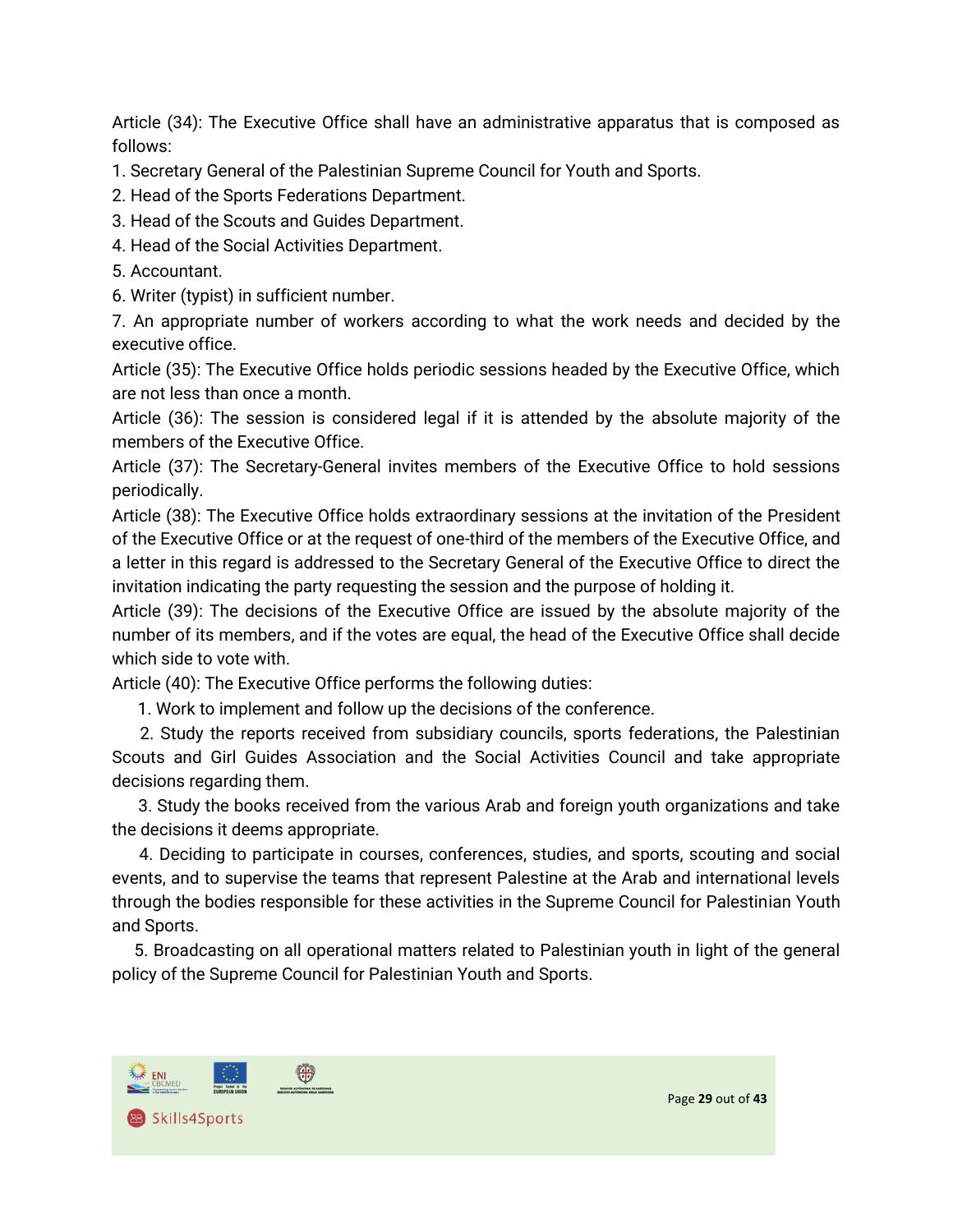Article (34): The Executive Office shall have an administrative apparatus that is composed as follows:

1. Secretary General of the Palestinian Supreme Council for Youth and Sports.
2. Head of the Sports Federations Department.
3. Head of the Scouts and Guides Department.
4. Head of the Social Activities Department.
5. Accountant.
6. Writer (typist) in sufficient number.
7. An appropriate number of workers according to what the work needs and decided by the executive office.

Article (35): The Executive Office holds periodic sessions headed by the Executive Office, which are not less than once a month.

Article (36): The session is considered legal if it is attended by the absolute majority of the members of the Executive Office.

Article (37): The Secretary-General invites members of the Executive Office to hold sessions periodically.

Article (38): The Executive Office holds extraordinary sessions at the invitation of the President of the Executive Office or at the request of one-third of the members of the Executive Office, and a letter in this regard is addressed to the Secretary General of the Executive Office to direct the invitation indicating the party requesting the session and the purpose of holding it.

Article (39): The decisions of the Executive Office are issued by the absolute majority of the number of its members, and if the votes are equal, the head of the Executive Office shall decide which side to vote with.

Article (40): The Executive Office performs the following duties:

1. Work to implement and follow up the decisions of the conference.
2. Study the reports received from subsidiary councils, sports federations, the Palestinian Scouts and Girl Guides Association and the Social Activities Council and take appropriate decisions regarding them.
3. Study the books received from the various Arab and foreign youth organizations and take the decisions it deems appropriate.
4. Deciding to participate in courses, conferences, studies, and sports, scouting and social events, and to supervise the teams that represent Palestine at the Arab and international levels through the bodies responsible for these activities in the Supreme Council for Palestinian Youth and Sports.
5. Broadcasting on all operational matters related to Palestinian youth in light of the general policy of the Supreme Council for Palestinian Youth and Sports.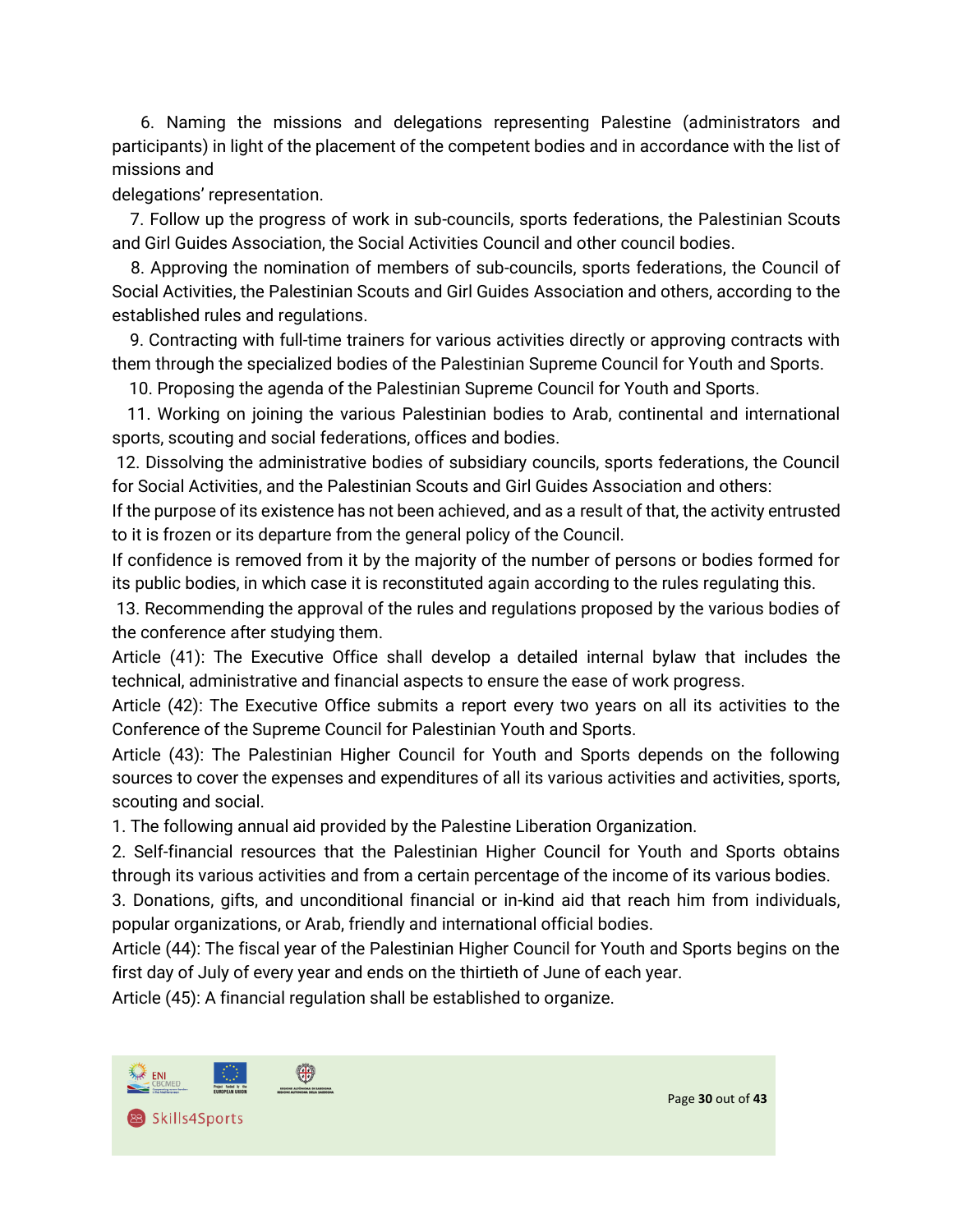6. Naming the missions and delegations representing Palestine (administrators and participants) in light of the placement of the competent bodies and in accordance with the list of missions and delegations' representation.

7. Follow up the progress of work in sub-councils, sports federations, the Palestinian Scouts and Girl Guides Association, the Social Activities Council and other council bodies.

8. Approving the nomination of members of sub-councils, sports federations, the Council of Social Activities, the Palestinian Scouts and Girl Guides Association and others, according to the established rules and regulations.

9. Contracting with full-time trainers for various activities directly or approving contracts with them through the specialized bodies of the Palestinian Supreme Council for Youth and Sports.

10. Proposing the agenda of the Palestinian Supreme Council for Youth and Sports.

11. Working on joining the various Palestinian bodies to Arab, continental and international sports, scouting and social federations, offices and bodies.

12. Dissolving the administrative bodies of subsidiary councils, sports federations, the Council for Social Activities, and the Palestinian Scouts and Girl Guides Association and others:

If the purpose of its existence has not been achieved, and as a result of that, the activity entrusted to it is frozen or its departure from the general policy of the Council.

If confidence is removed from it by the majority of the number of persons or bodies formed for its public bodies, in which case it is reconstituted again according to the rules regulating this.

13. Recommending the approval of the rules and regulations proposed by the various bodies of the conference after studying them.

Article (41): The Executive Office shall develop a detailed internal bylaw that includes the technical, administrative and financial aspects to ensure the ease of work progress.

Article (42): The Executive Office submits a report every two years on all its activities to the Conference of the Supreme Council for Palestinian Youth and Sports.

Article (43): The Palestinian Higher Council for Youth and Sports depends on the following sources to cover the expenses and expenditures of all its various activities and activities, sports, scouting and social.

1. The following annual aid provided by the Palestine Liberation Organization.
2. Self-financial resources that the Palestinian Higher Council for Youth and Sports obtains through its various activities and from a certain percentage of the income of its various bodies.
3. Donations, gifts, and unconditional financial or in-kind aid that reach him from individuals, popular organizations, or Arab, friendly and international official bodies.

Article (44): The fiscal year of the Palestinian Higher Council for Youth and Sports begins on the first day of July of every year and ends on the thirtieth of June of each year.

Article (45): A financial regulation shall be established to organize.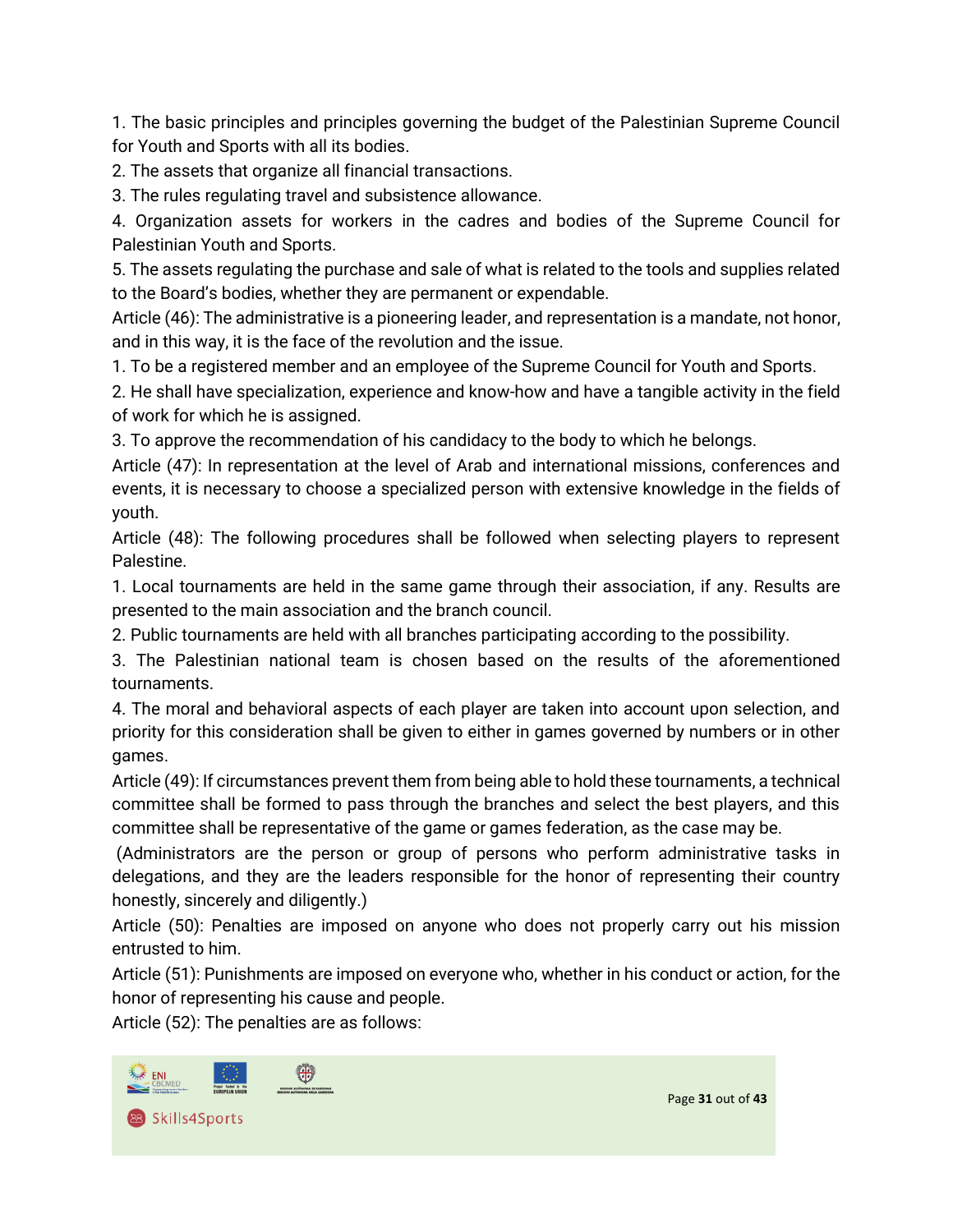1. The basic principles and principles governing the budget of the Palestinian Supreme Council for Youth and Sports with all its bodies.
2. The assets that organize all financial transactions.
3. The rules regulating travel and subsistence allowance.
4. Organization assets for workers in the cadres and bodies of the Supreme Council for Palestinian Youth and Sports.
5. The assets regulating the purchase and sale of what is related to the tools and supplies related to the Board's bodies, whether they are permanent or expendable.

Article (46): The administrative is a pioneering leader, and representation is a mandate, not honor, and in this way, it is the face of the revolution and the issue.

1. To be a registered member and an employee of the Supreme Council for Youth and Sports.
2. He shall have specialization, experience and know-how and have a tangible activity in the field of work for which he is assigned.
3. To approve the recommendation of his candidacy to the body to which he belongs.

Article (47): In representation at the level of Arab and international missions, conferences and events, it is necessary to choose a specialized person with extensive knowledge in the fields of youth.

Article (48): The following procedures shall be followed when selecting players to represent Palestine.

1. Local tournaments are held in the same game through their association, if any. Results are presented to the main association and the branch council.
2. Public tournaments are held with all branches participating according to the possibility.
3. The Palestinian national team is chosen based on the results of the aforementioned tournaments.
4. The moral and behavioral aspects of each player are taken into account upon selection, and priority for this consideration shall be given to either in games governed by numbers or in other games.

Article (49): If circumstances prevent them from being able to hold these tournaments, a technical committee shall be formed to pass through the branches and select the best players, and this committee shall be representative of the game or games federation, as the case may be.

(Administrators are the person or group of persons who perform administrative tasks in delegations, and they are the leaders responsible for the honor of representing their country honestly, sincerely and diligently.)

Article (50): Penalties are imposed on anyone who does not properly carry out his mission entrusted to him.

Article (51): Punishments are imposed on everyone who, whether in his conduct or action, for the honor of representing his cause and people.

Article (52): The penalties are as follows: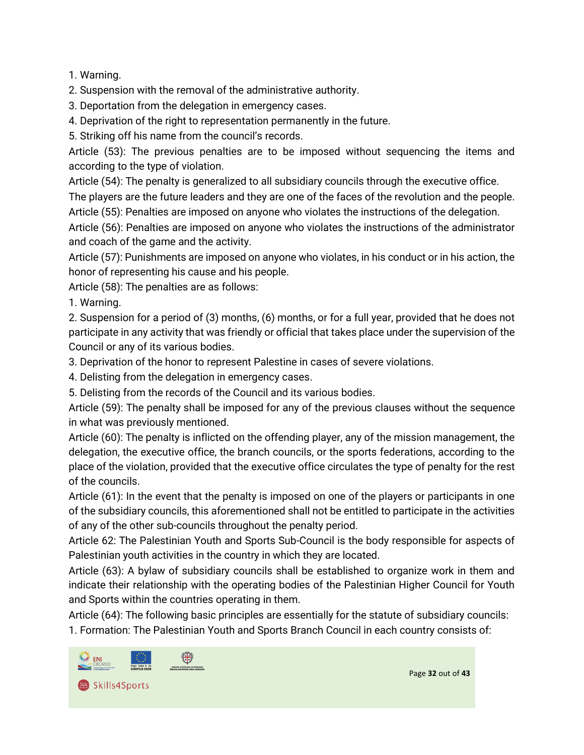1. Warning.
2. Suspension with the removal of the administrative authority.
3. Deportation from the delegation in emergency cases.
4. Deprivation of the right to representation permanently in the future.
5. Striking off his name from the council's records.

Article (53): The previous penalties are to be imposed without sequencing the items and according to the type of violation.

Article (54): The penalty is generalized to all subsidiary councils through the executive office.

The players are the future leaders and they are one of the faces of the revolution and the people.

Article (55): Penalties are imposed on anyone who violates the instructions of the delegation.

Article (56): Penalties are imposed on anyone who violates the instructions of the administrator and coach of the game and the activity.

Article (57): Punishments are imposed on anyone who violates, in his conduct or in his action, the honor of representing his cause and his people.

Article (58): The penalties are as follows:

1. Warning.
2. Suspension for a period of (3) months, (6) months, or for a full year, provided that he does not participate in any activity that was friendly or official that takes place under the supervision of the Council or any of its various bodies.
3. Deprivation of the honor to represent Palestine in cases of severe violations.
4. Delisting from the delegation in emergency cases.
5. Delisting from the records of the Council and its various bodies.

Article (59): The penalty shall be imposed for any of the previous clauses without the sequence in what was previously mentioned.

Article (60): The penalty is inflicted on the offending player, any of the mission management, the delegation, the executive office, the branch councils, or the sports federations, according to the place of the violation, provided that the executive office circulates the type of penalty for the rest of the councils.

Article (61): In the event that the penalty is imposed on one of the players or participants in one of the subsidiary councils, this aforementioned shall not be entitled to participate in the activities of any of the other sub-councils throughout the penalty period.

Article 62: The Palestinian Youth and Sports Sub-Council is the body responsible for aspects of Palestinian youth activities in the country in which they are located.

Article (63): A bylaw of subsidiary councils shall be established to organize work in them and indicate their relationship with the operating bodies of the Palestinian Higher Council for Youth and Sports within the countries operating in them.

Article (64): The following basic principles are essentially for the statute of subsidiary councils:

1. Formation: The Palestinian Youth and Sports Branch Council in each country consists of: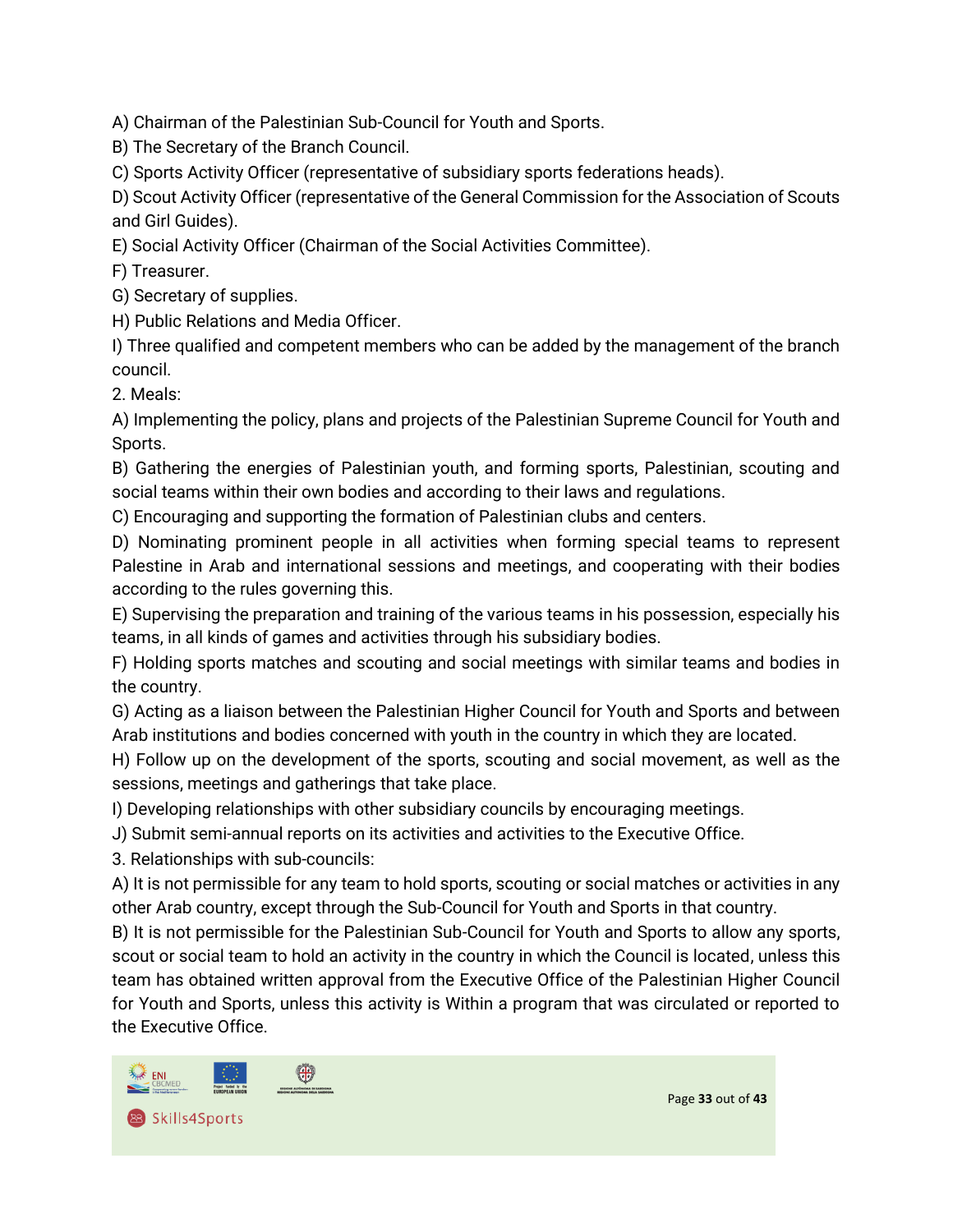A) Chairman of the Palestinian Sub-Council for Youth and Sports.

B) The Secretary of the Branch Council.

C) Sports Activity Officer (representative of subsidiary sports federations heads).

D) Scout Activity Officer (representative of the General Commission for the Association of Scouts and Girl Guides).

E) Social Activity Officer (Chairman of the Social Activities Committee).

F) Treasurer.

G) Secretary of supplies.

H) Public Relations and Media Officer.

I) Three qualified and competent members who can be added by the management of the branch council.

2. Meals:

A) Implementing the policy, plans and projects of the Palestinian Supreme Council for Youth and Sports.

B) Gathering the energies of Palestinian youth, and forming sports, Palestinian, scouting and social teams within their own bodies and according to their laws and regulations.

C) Encouraging and supporting the formation of Palestinian clubs and centers.

D) Nominating prominent people in all activities when forming special teams to represent Palestine in Arab and international sessions and meetings, and cooperating with their bodies according to the rules governing this.

E) Supervising the preparation and training of the various teams in his possession, especially his teams, in all kinds of games and activities through his subsidiary bodies.

F) Holding sports matches and scouting and social meetings with similar teams and bodies in the country.

G) Acting as a liaison between the Palestinian Higher Council for Youth and Sports and between Arab institutions and bodies concerned with youth in the country in which they are located.

H) Follow up on the development of the sports, scouting and social movement, as well as the sessions, meetings and gatherings that take place.

I) Developing relationships with other subsidiary councils by encouraging meetings.

J) Submit semi-annual reports on its activities and activities to the Executive Office.

3. Relationships with sub-councils:

A) It is not permissible for any team to hold sports, scouting or social matches or activities in any other Arab country, except through the Sub-Council for Youth and Sports in that country.

B) It is not permissible for the Palestinian Sub-Council for Youth and Sports to allow any sports, scout or social team to hold an activity in the country in which the Council is located, unless this team has obtained written approval from the Executive Office of the Palestinian Higher Council for Youth and Sports, unless this activity is Within a program that was circulated or reported to the Executive Office.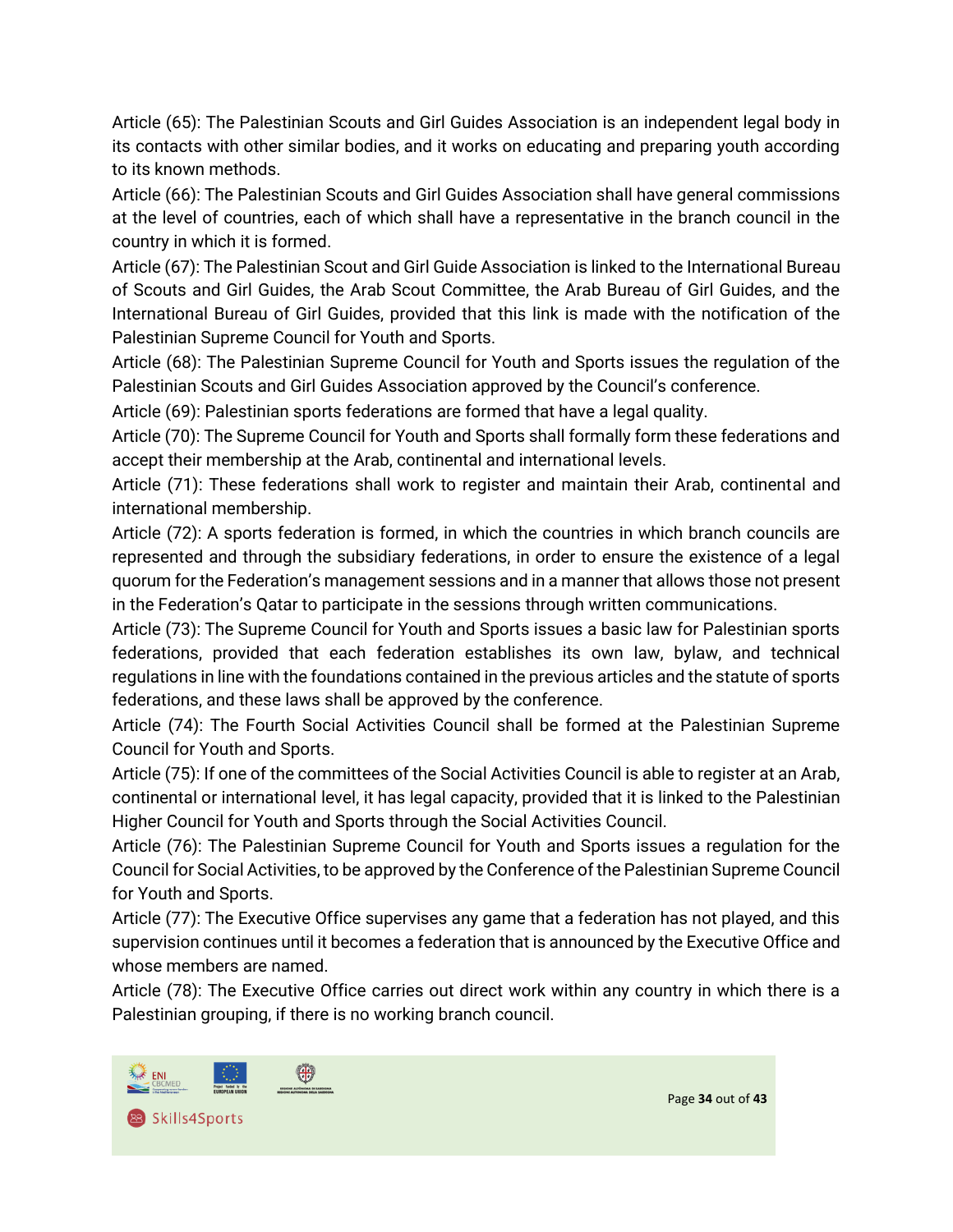Article (65): The Palestinian Scouts and Girl Guides Association is an independent legal body in its contacts with other similar bodies, and it works on educating and preparing youth according to its known methods.

Article (66): The Palestinian Scouts and Girl Guides Association shall have general commissions at the level of countries, each of which shall have a representative in the branch council in the country in which it is formed.

Article (67): The Palestinian Scout and Girl Guide Association is linked to the International Bureau of Scouts and Girl Guides, the Arab Scout Committee, the Arab Bureau of Girl Guides, and the International Bureau of Girl Guides, provided that this link is made with the notification of the Palestinian Supreme Council for Youth and Sports.

Article (68): The Palestinian Supreme Council for Youth and Sports issues the regulation of the Palestinian Scouts and Girl Guides Association approved by the Council's conference.

Article (69): Palestinian sports federations are formed that have a legal quality.

Article (70): The Supreme Council for Youth and Sports shall formally form these federations and accept their membership at the Arab, continental and international levels.

Article (71): These federations shall work to register and maintain their Arab, continental and international membership.

Article (72): A sports federation is formed, in which the countries in which branch councils are represented and through the subsidiary federations, in order to ensure the existence of a legal quorum for the Federation's management sessions and in a manner that allows those not present in the Federation's Qatar to participate in the sessions through written communications.

Article (73): The Supreme Council for Youth and Sports issues a basic law for Palestinian sports federations, provided that each federation establishes its own law, bylaw, and technical regulations in line with the foundations contained in the previous articles and the statute of sports federations, and these laws shall be approved by the conference.

Article (74): The Fourth Social Activities Council shall be formed at the Palestinian Supreme Council for Youth and Sports.

Article (75): If one of the committees of the Social Activities Council is able to register at an Arab, continental or international level, it has legal capacity, provided that it is linked to the Palestinian Higher Council for Youth and Sports through the Social Activities Council.

Article (76): The Palestinian Supreme Council for Youth and Sports issues a regulation for the Council for Social Activities, to be approved by the Conference of the Palestinian Supreme Council for Youth and Sports.

Article (77): The Executive Office supervises any game that a federation has not played, and this supervision continues until it becomes a federation that is announced by the Executive Office and whose members are named.

Article (78): The Executive Office carries out direct work within any country in which there is a Palestinian grouping, if there is no working branch council.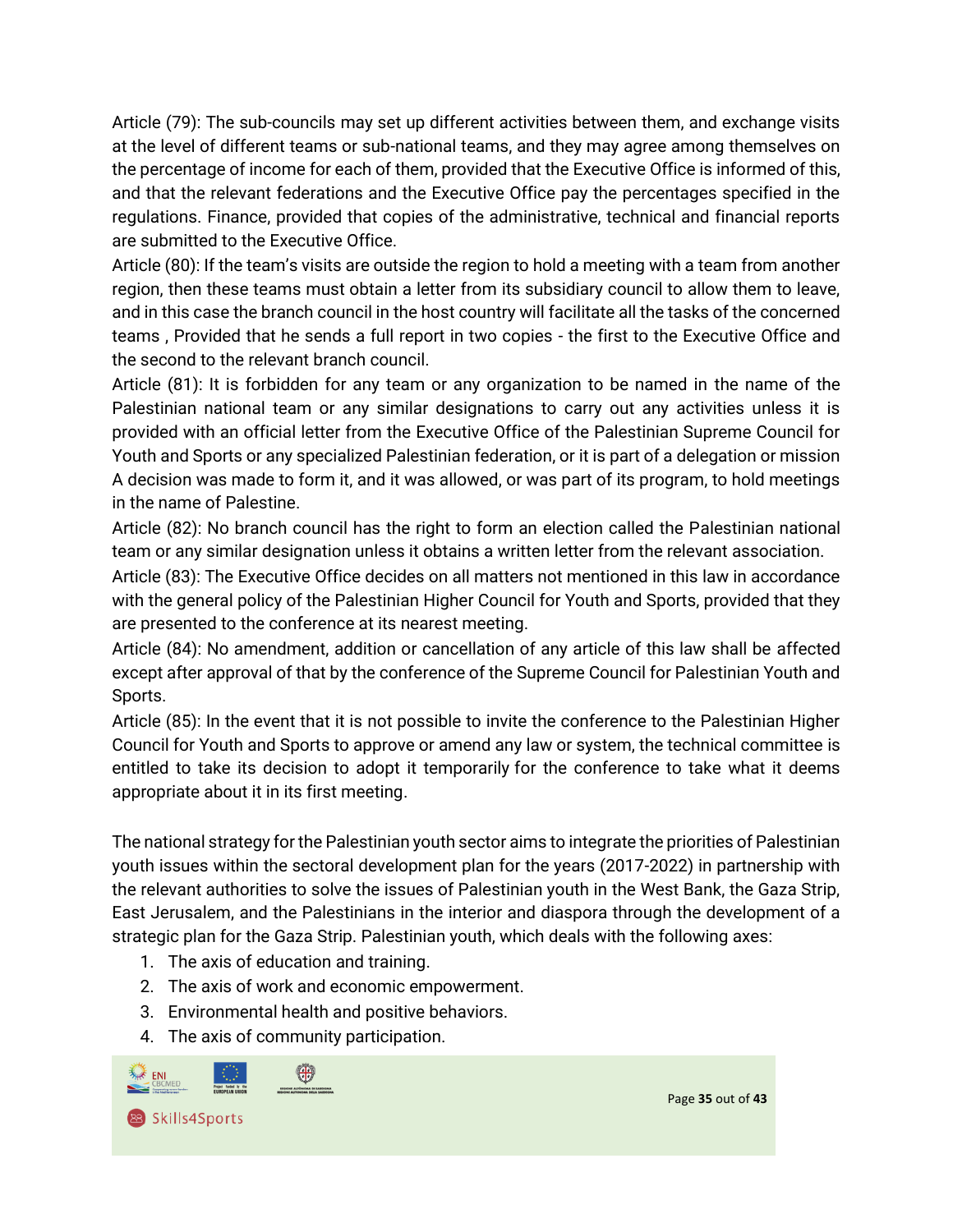Article (79): The sub-councils may set up different activities between them, and exchange visits at the level of different teams or sub-national teams, and they may agree among themselves on the percentage of income for each of them, provided that the Executive Office is informed of this, and that the relevant federations and the Executive Office pay the percentages specified in the regulations. Finance, provided that copies of the administrative, technical and financial reports are submitted to the Executive Office.

Article (80): If the team's visits are outside the region to hold a meeting with a team from another region, then these teams must obtain a letter from its subsidiary council to allow them to leave, and in this case the branch council in the host country will facilitate all the tasks of the concerned teams , Provided that he sends a full report in two copies - the first to the Executive Office and the second to the relevant branch council.

Article (81): It is forbidden for any team or any organization to be named in the name of the Palestinian national team or any similar designations to carry out any activities unless it is provided with an official letter from the Executive Office of the Palestinian Supreme Council for Youth and Sports or any specialized Palestinian federation, or it is part of a delegation or mission A decision was made to form it, and it was allowed, or was part of its program, to hold meetings in the name of Palestine.

Article (82): No branch council has the right to form an election called the Palestinian national team or any similar designation unless it obtains a written letter from the relevant association.

Article (83): The Executive Office decides on all matters not mentioned in this law in accordance with the general policy of the Palestinian Higher Council for Youth and Sports, provided that they are presented to the conference at its nearest meeting.

Article (84): No amendment, addition or cancellation of any article of this law shall be affected except after approval of that by the conference of the Supreme Council for Palestinian Youth and Sports.

Article (85): In the event that it is not possible to invite the conference to the Palestinian Higher Council for Youth and Sports to approve or amend any law or system, the technical committee is entitled to take its decision to adopt it temporarily for the conference to take what it deems appropriate about it in its first meeting.

The national strategy for the Palestinian youth sector aims to integrate the priorities of Palestinian youth issues within the sectoral development plan for the years (2017-2022) in partnership with the relevant authorities to solve the issues of Palestinian youth in the West Bank, the Gaza Strip, East Jerusalem, and the Palestinians in the interior and diaspora through the development of a strategic plan for the Gaza Strip. Palestinian youth, which deals with the following axes:

1. The axis of education and training.
2. The axis of work and economic empowerment.
3. Environmental health and positive behaviors.
4. The axis of community participation.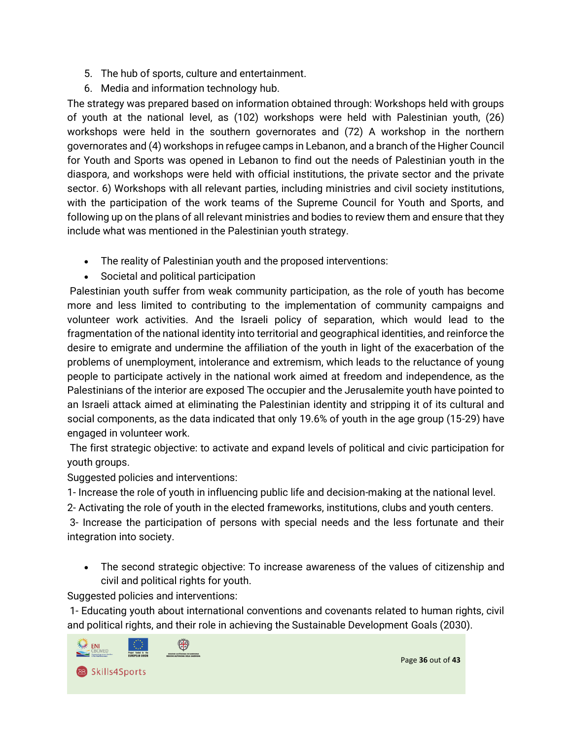5. The hub of sports, culture and entertainment.
6. Media and information technology hub.

The strategy was prepared based on information obtained through: Workshops held with groups of youth at the national level, as (102) workshops were held with Palestinian youth, (26) workshops were held in the southern governorates and (72) A workshop in the northern governorates and (4) workshops in refugee camps in Lebanon, and a branch of the Higher Council for Youth and Sports was opened in Lebanon to find out the needs of Palestinian youth in the diaspora, and workshops were held with official institutions, the private sector and the private sector. 6) Workshops with all relevant parties, including ministries and civil society institutions, with the participation of the work teams of the Supreme Council for Youth and Sports, and following up on the plans of all relevant ministries and bodies to review them and ensure that they include what was mentioned in the Palestinian youth strategy.

- The reality of Palestinian youth and the proposed interventions:
- Societal and political participation

Palestinian youth suffer from weak community participation, as the role of youth has become more and less limited to contributing to the implementation of community campaigns and volunteer work activities. And the Israeli policy of separation, which would lead to the fragmentation of the national identity into territorial and geographical identities, and reinforce the desire to emigrate and undermine the affiliation of the youth in light of the exacerbation of the problems of unemployment, intolerance and extremism, which leads to the reluctance of young people to participate actively in the national work aimed at freedom and independence, as the Palestinians of the interior are exposed The occupier and the Jerusalemite youth have pointed to an Israeli attack aimed at eliminating the Palestinian identity and stripping it of its cultural and social components, as the data indicated that only 19.6% of youth in the age group (15-29) have engaged in volunteer work.

The first strategic objective: to activate and expand levels of political and civic participation for youth groups.

Suggested policies and interventions:

1- Increase the role of youth in influencing public life and decision-making at the national level.

2- Activating the role of youth in the elected frameworks, institutions, clubs and youth centers.

3- Increase the participation of persons with special needs and the less fortunate and their integration into society.

- The second strategic objective: To increase awareness of the values of citizenship and civil and political rights for youth.

Suggested policies and interventions:

1- Educating youth about international conventions and covenants related to human rights, civil and political rights, and their role in achieving the Sustainable Development Goals (2030).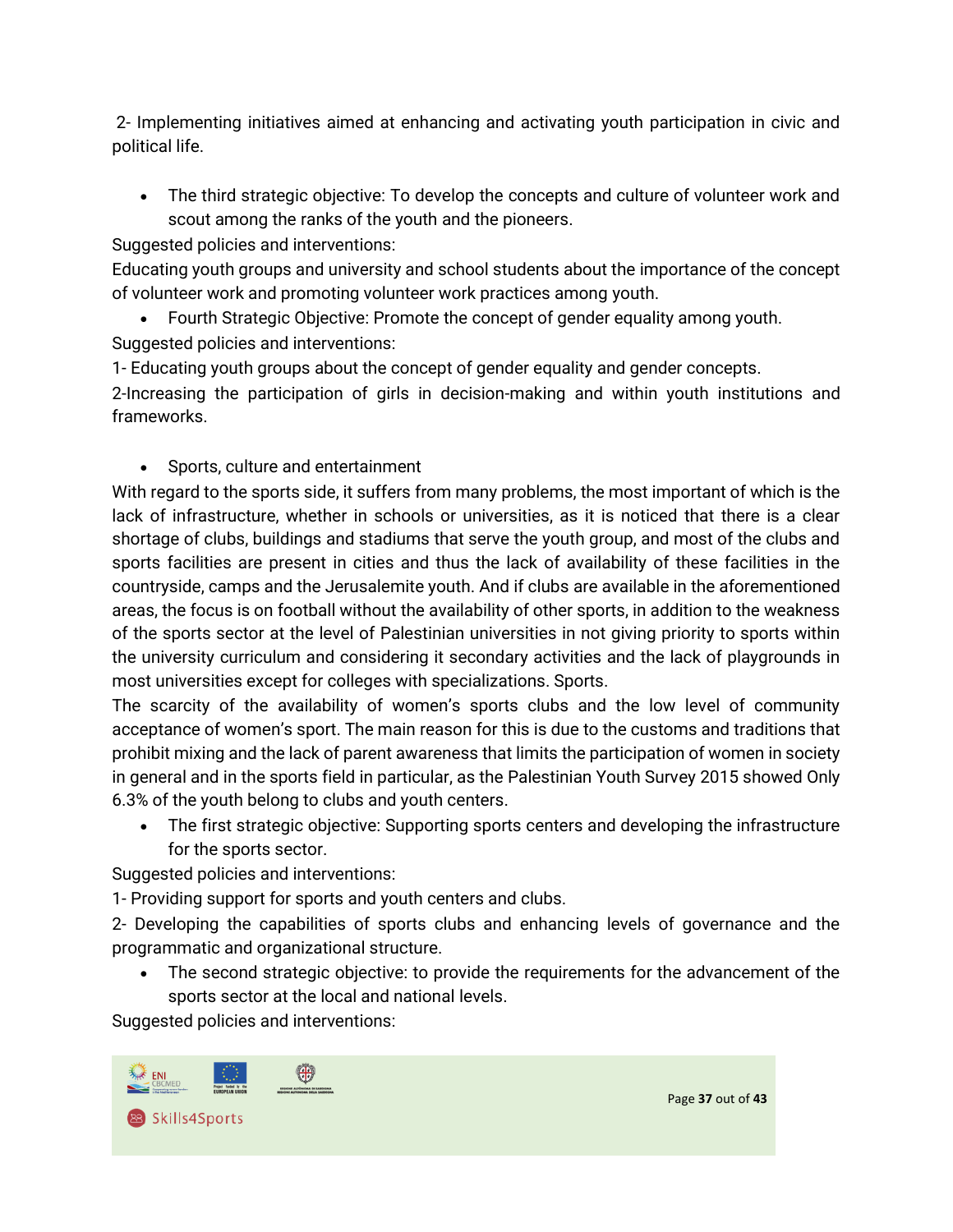2- Implementing initiatives aimed at enhancing and activating youth participation in civic and political life.

- The third strategic objective: To develop the concepts and culture of volunteer work and scout among the ranks of the youth and the pioneers.

Suggested policies and interventions:

Educating youth groups and university and school students about the importance of the concept of volunteer work and promoting volunteer work practices among youth.

- Fourth Strategic Objective: Promote the concept of gender equality among youth.

Suggested policies and interventions:

1- Educating youth groups about the concept of gender equality and gender concepts.

2-Increasing the participation of girls in decision-making and within youth institutions and frameworks.

- Sports, culture and entertainment

With regard to the sports side, it suffers from many problems, the most important of which is the lack of infrastructure, whether in schools or universities, as it is noticed that there is a clear shortage of clubs, buildings and stadiums that serve the youth group, and most of the clubs and sports facilities are present in cities and thus the lack of availability of these facilities in the countryside, camps and the Jerusalemite youth. And if clubs are available in the aforementioned areas, the focus is on football without the availability of other sports, in addition to the weakness of the sports sector at the level of Palestinian universities in not giving priority to sports within the university curriculum and considering it secondary activities and the lack of playgrounds in most universities except for colleges with specializations. Sports.

The scarcity of the availability of women's sports clubs and the low level of community acceptance of women's sport. The main reason for this is due to the customs and traditions that prohibit mixing and the lack of parent awareness that limits the participation of women in society in general and in the sports field in particular, as the Palestinian Youth Survey 2015 showed Only 6.3% of the youth belong to clubs and youth centers.

- The first strategic objective: Supporting sports centers and developing the infrastructure for the sports sector.

Suggested policies and interventions:

1- Providing support for sports and youth centers and clubs.

2- Developing the capabilities of sports clubs and enhancing levels of governance and the programmatic and organizational structure.

- The second strategic objective: to provide the requirements for the advancement of the sports sector at the local and national levels.

Suggested policies and interventions: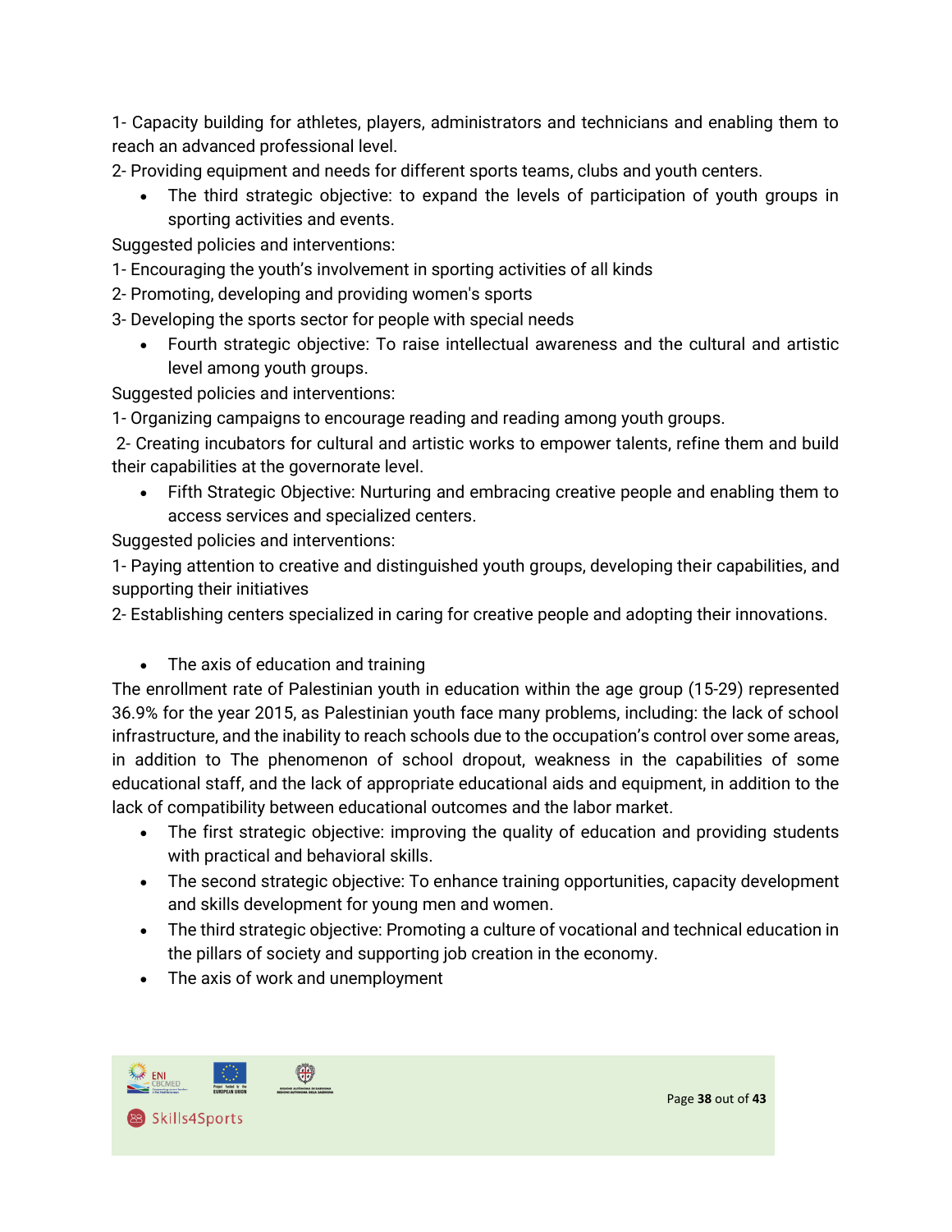1- Capacity building for athletes, players, administrators and technicians and enabling them to reach an advanced professional level.

2- Providing equipment and needs for different sports teams, clubs and youth centers.

- The third strategic objective: to expand the levels of participation of youth groups in sporting activities and events.

Suggested policies and interventions:

1- Encouraging the youth's involvement in sporting activities of all kinds

2- Promoting, developing and providing women's sports

3- Developing the sports sector for people with special needs

- Fourth strategic objective: To raise intellectual awareness and the cultural and artistic level among youth groups.

Suggested policies and interventions:

1- Organizing campaigns to encourage reading and reading among youth groups.

2- Creating incubators for cultural and artistic works to empower talents, refine them and build their capabilities at the governorate level.

- Fifth Strategic Objective: Nurturing and embracing creative people and enabling them to access services and specialized centers.

Suggested policies and interventions:

1- Paying attention to creative and distinguished youth groups, developing their capabilities, and supporting their initiatives

2- Establishing centers specialized in caring for creative people and adopting their innovations.

- The axis of education and training

The enrollment rate of Palestinian youth in education within the age group (15-29) represented 36.9% for the year 2015, as Palestinian youth face many problems, including: the lack of school infrastructure, and the inability to reach schools due to the occupation's control over some areas, in addition to The phenomenon of school dropout, weakness in the capabilities of some educational staff, and the lack of appropriate educational aids and equipment, in addition to the lack of compatibility between educational outcomes and the labor market.

- The first strategic objective: improving the quality of education and providing students with practical and behavioral skills.
- The second strategic objective: To enhance training opportunities, capacity development and skills development for young men and women.
- The third strategic objective: Promoting a culture of vocational and technical education in the pillars of society and supporting job creation in the economy.
- The axis of work and unemployment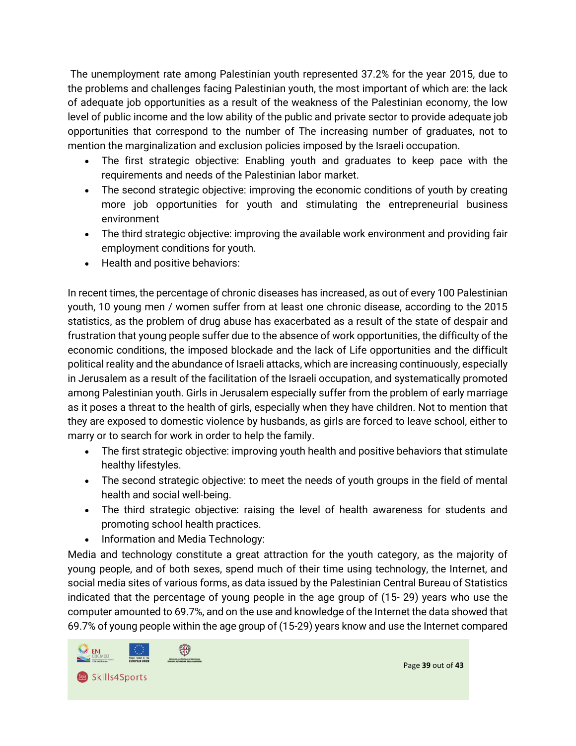The unemployment rate among Palestinian youth represented 37.2% for the year 2015, due to the problems and challenges facing Palestinian youth, the most important of which are: the lack of adequate job opportunities as a result of the weakness of the Palestinian economy, the low level of public income and the low ability of the public and private sector to provide adequate job opportunities that correspond to the number of The increasing number of graduates, not to mention the marginalization and exclusion policies imposed by the Israeli occupation.

- The first strategic objective: Enabling youth and graduates to keep pace with the requirements and needs of the Palestinian labor market.
- The second strategic objective: improving the economic conditions of youth by creating more job opportunities for youth and stimulating the entrepreneurial business environment
- The third strategic objective: improving the available work environment and providing fair employment conditions for youth.
- Health and positive behaviors:

In recent times, the percentage of chronic diseases has increased, as out of every 100 Palestinian youth, 10 young men / women suffer from at least one chronic disease, according to the 2015 statistics, as the problem of drug abuse has exacerbated as a result of the state of despair and frustration that young people suffer due to the absence of work opportunities, the difficulty of the economic conditions, the imposed blockade and the lack of Life opportunities and the difficult political reality and the abundance of Israeli attacks, which are increasing continuously, especially in Jerusalem as a result of the facilitation of the Israeli occupation, and systematically promoted among Palestinian youth. Girls in Jerusalem especially suffer from the problem of early marriage as it poses a threat to the health of girls, especially when they have children. Not to mention that they are exposed to domestic violence by husbands, as girls are forced to leave school, either to marry or to search for work in order to help the family.

- The first strategic objective: improving youth health and positive behaviors that stimulate healthy lifestyles.
- The second strategic objective: to meet the needs of youth groups in the field of mental health and social well-being.
- The third strategic objective: raising the level of health awareness for students and promoting school health practices.
- Information and Media Technology:

Media and technology constitute a great attraction for the youth category, as the majority of young people, and of both sexes, spend much of their time using technology, the Internet, and social media sites of various forms, as data issued by the Palestinian Central Bureau of Statistics indicated that the percentage of young people in the age group of (15- 29) years who use the computer amounted to 69.7%, and on the use and knowledge of the Internet the data showed that 69.7% of young people within the age group of (15-29) years know and use the Internet compared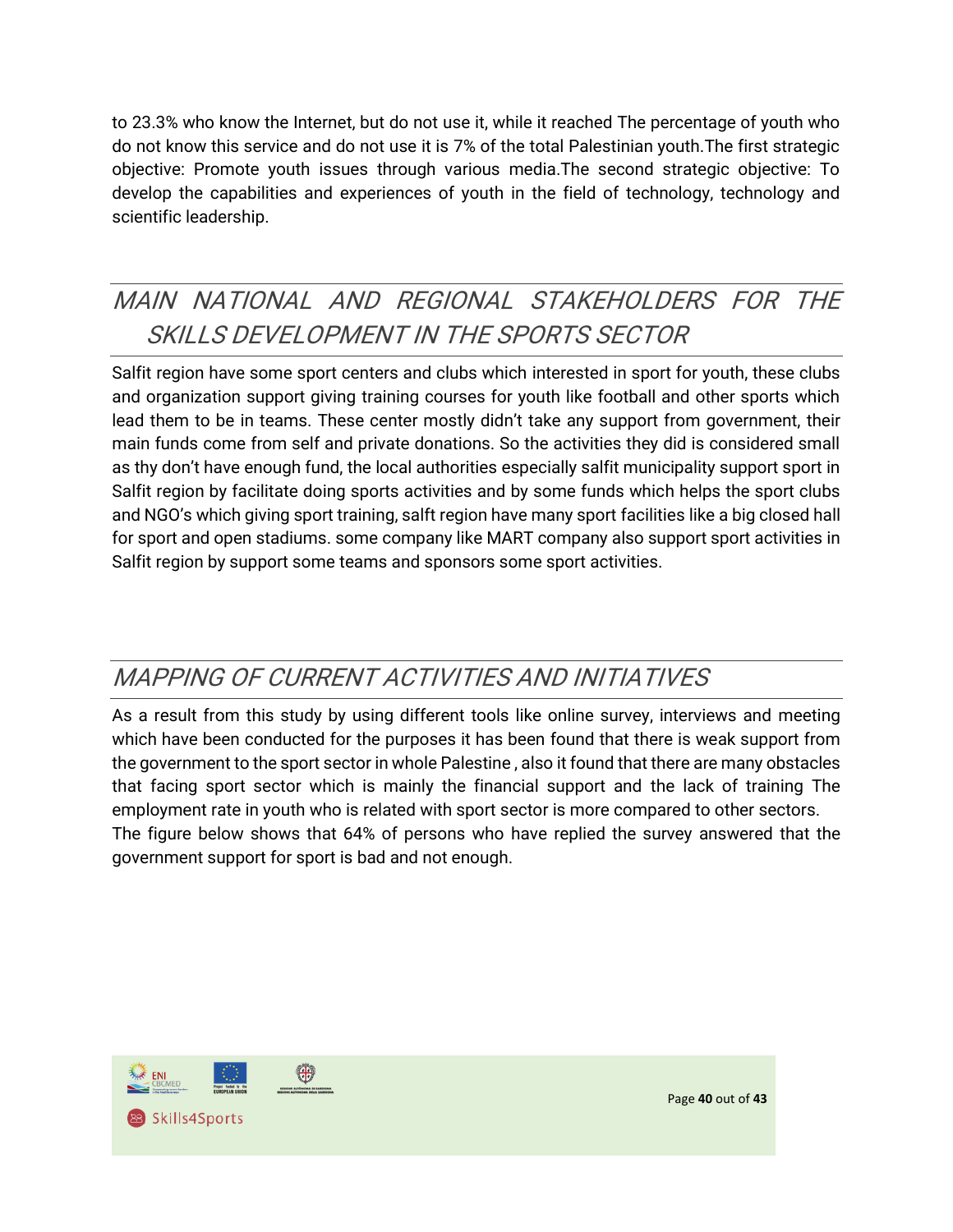to 23.3% who know the Internet, but do not use it, while it reached The percentage of youth who do not know this service and do not use it is 7% of the total Palestinian youth.The first strategic objective: Promote youth issues through various media.The second strategic objective: To develop the capabilities and experiences of youth in the field of technology, technology and scientific leadership.

## MAIN NATIONAL AND REGIONAL STAKEHOLDERS FOR THE SKILLS DEVELOPMENT IN THE SPORTS SECTOR

Salfit region have some sport centers and clubs which interested in sport for youth, these clubs and organization support giving training courses for youth like football and other sports which lead them to be in teams. These center mostly didn't take any support from government, their main funds come from self and private donations. So the activities they did is considered small as thy don't have enough fund, the local authorities especially salfit municipality support sport in Salfit region by facilitate doing sports activities and by some funds which helps the sport clubs and NGO's which giving sport training, salft region have many sport facilities like a big closed hall for sport and open stadiums. some company like MART company also support sport activities in Salfit region by support some teams and sponsors some sport activities.

## MAPPING OF CURRENT ACTIVITIES AND INITIATIVES

As a result from this study by using different tools like online survey, interviews and meeting which have been conducted for the purposes it has been found that there is weak support from the government to the sport sector in whole Palestine , also it found that there are many obstacles that facing sport sector which is mainly the financial support and the lack of training The employment rate in youth who is related with sport sector is more compared to other sectors.

The figure below shows that 64% of persons who have replied the survey answered that the government support for sport is bad and not enough.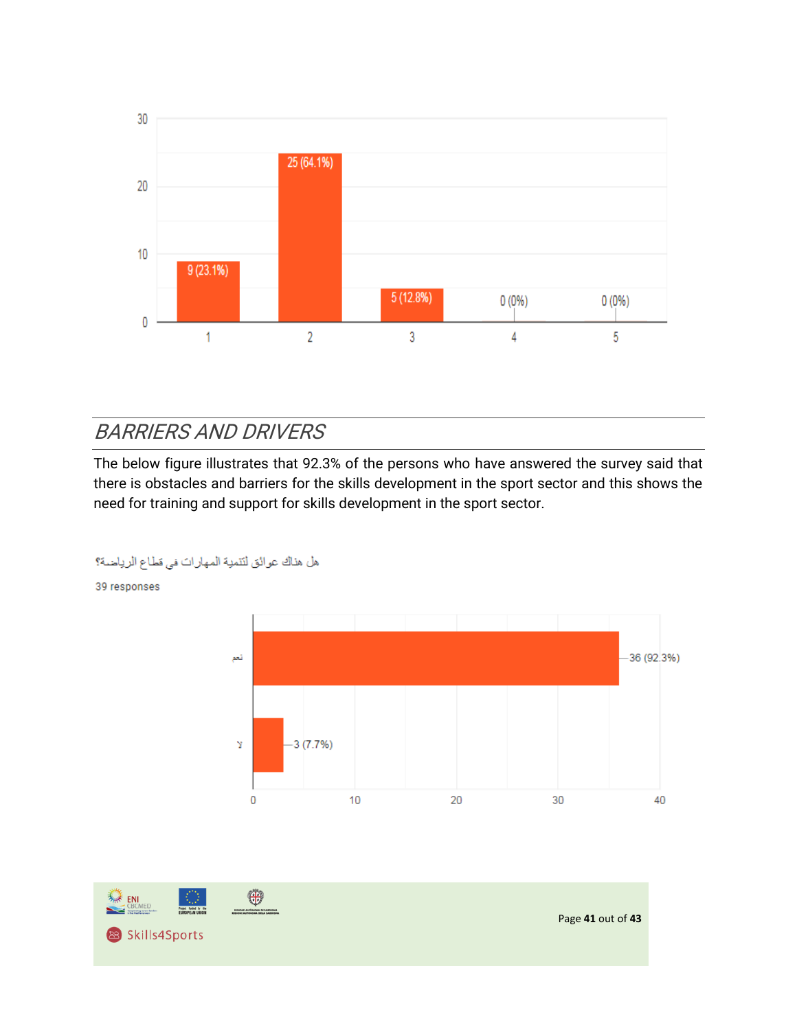| | |
|---|---|
| 1 | 9 (23.1%) |
| 2 | 25 (64.1%) |
| 3 | 5 (12.8%) |
| 4 | 0 (0%) |
| 5 | 0 (0%) |

## BARRIERS AND DRIVERS

The below figure illustrates that 92.3% of the persons who have answered the survey said that there is obstacles and barriers for the skills development in the sport sector and this shows the need for training and support for skills development in the sport sector.

هل هناك عوائق لتنمية المهارات في قطاع الرياضة؟

39 responses

| | |
|---|---|
| نعم | 36 (92.3%) |
| لا | 3 (7.7%) |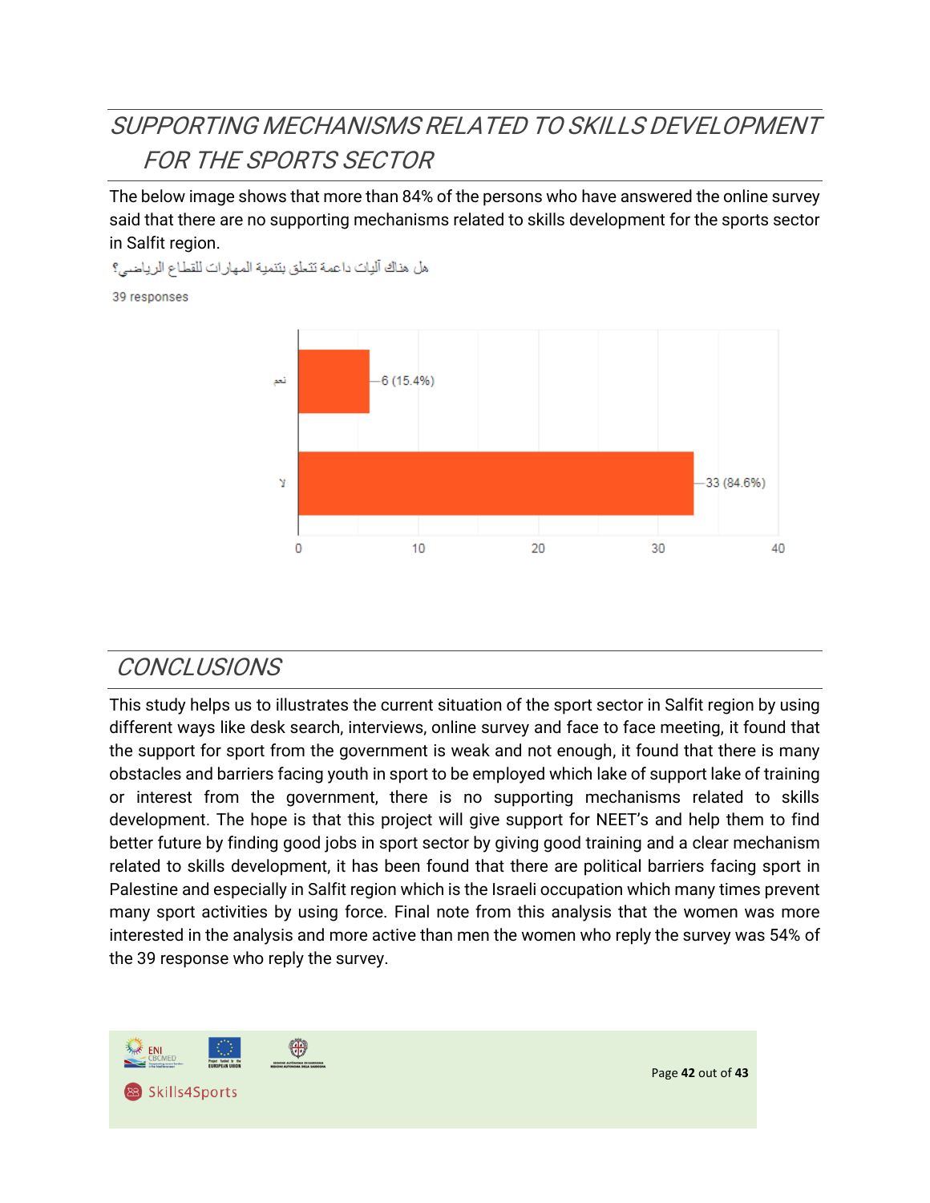## SUPPORTING MECHANISMS RELATED TO SKILLS DEVELOPMENT FOR THE SPORTS SECTOR

The below image shows that more than 84% of the persons who have answered the online survey said that there are no supporting mechanisms related to skills development for the sports sector in Salfit region.

هل هناك آليات داعمة تتعلق بتنمية المهارات للقطاع الرياضي؟

39 responses

| | |
|---|---|
| نعم | 6 (15.4%) |
| لا | 33 (84.6%) |

## CONCLUSIONS

This study helps us to illustrates the current situation of the sport sector in Salfit region by using different ways like desk search, interviews, online survey and face to face meeting, it found that the support for sport from the government is weak and not enough, it found that there is many obstacles and barriers facing youth in sport to be employed which lake of support lake of training or interest from the government, there is no supporting mechanisms related to skills development. The hope is that this project will give support for NEET's and help them to find better future by finding good jobs in sport sector by giving good training and a clear mechanism related to skills development, it has been found that there are political barriers facing sport in Palestine and especially in Salfit region which is the Israeli occupation which many times prevent many sport activities by using force. Final note from this analysis that the women was more interested in the analysis and more active than men the women who reply the survey was 54% of the 39 response who reply the survey.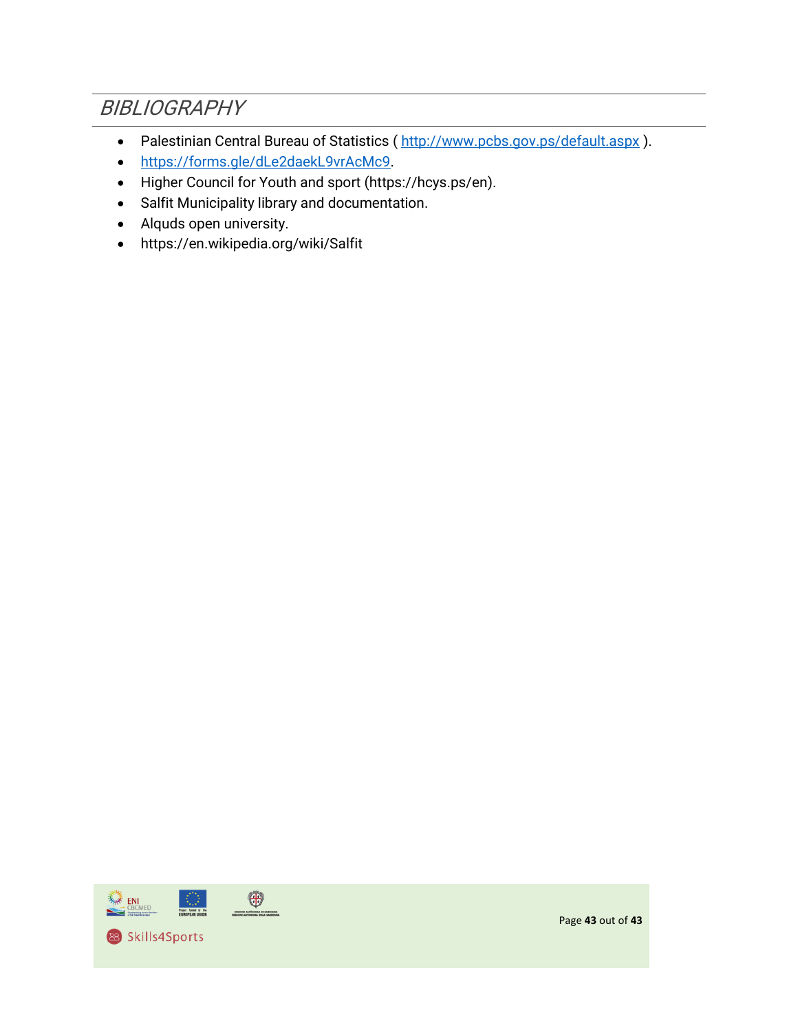## *BIBLIOGRAPHY*

- Palestinian Central Bureau of Statistics ( http://www.pcbs.gov.ps/default.aspx ).
- https://forms.gle/dLe2daekL9vrAcMc9.
- Higher Council for Youth and sport (https://hcys.ps/en).
- Salfit Municipality library and documentation.
- Alquds open university.
- https://en.wikipedia.org/wiki/Salfit